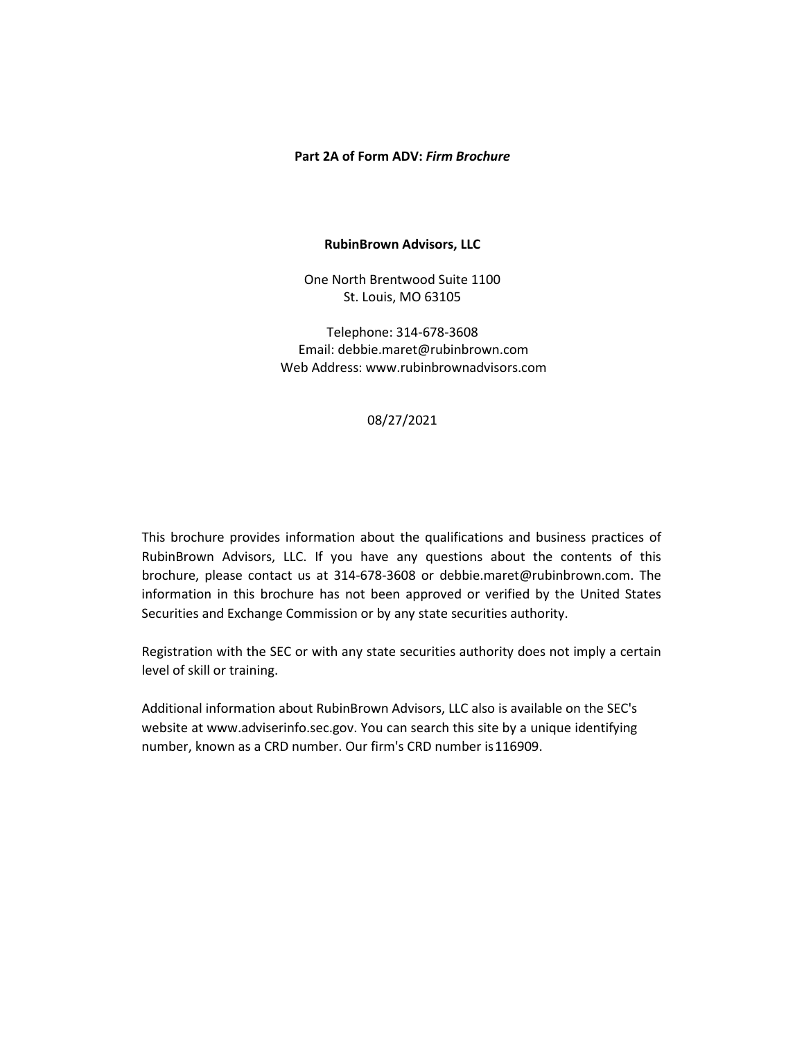**Part 2A of Form ADV: *Firm Brochure***

**RubinBrown Advisors, LLC**

One North Brentwood Suite 1100
St. Louis, MO 63105

Telephone: 314-678-3608
Email: debbie.maret@rubinbrown.com
Web Address: www.rubinbrownadvisors.com

08/27/2021

This brochure provides information about the qualifications and business practices of RubinBrown Advisors, LLC. If you have any questions about the contents of this brochure, please contact us at 314-678-3608 or debbie.maret@rubinbrown.com. The information in this brochure has not been approved or verified by the United States Securities and Exchange Commission or by any state securities authority.

Registration with the SEC or with any state securities authority does not imply a certain level of skill or training.

Additional information about RubinBrown Advisors, LLC also is available on the SEC's website at www.adviserinfo.sec.gov. You can search this site by a unique identifying number, known as a CRD number. Our firm's CRD number is 116909.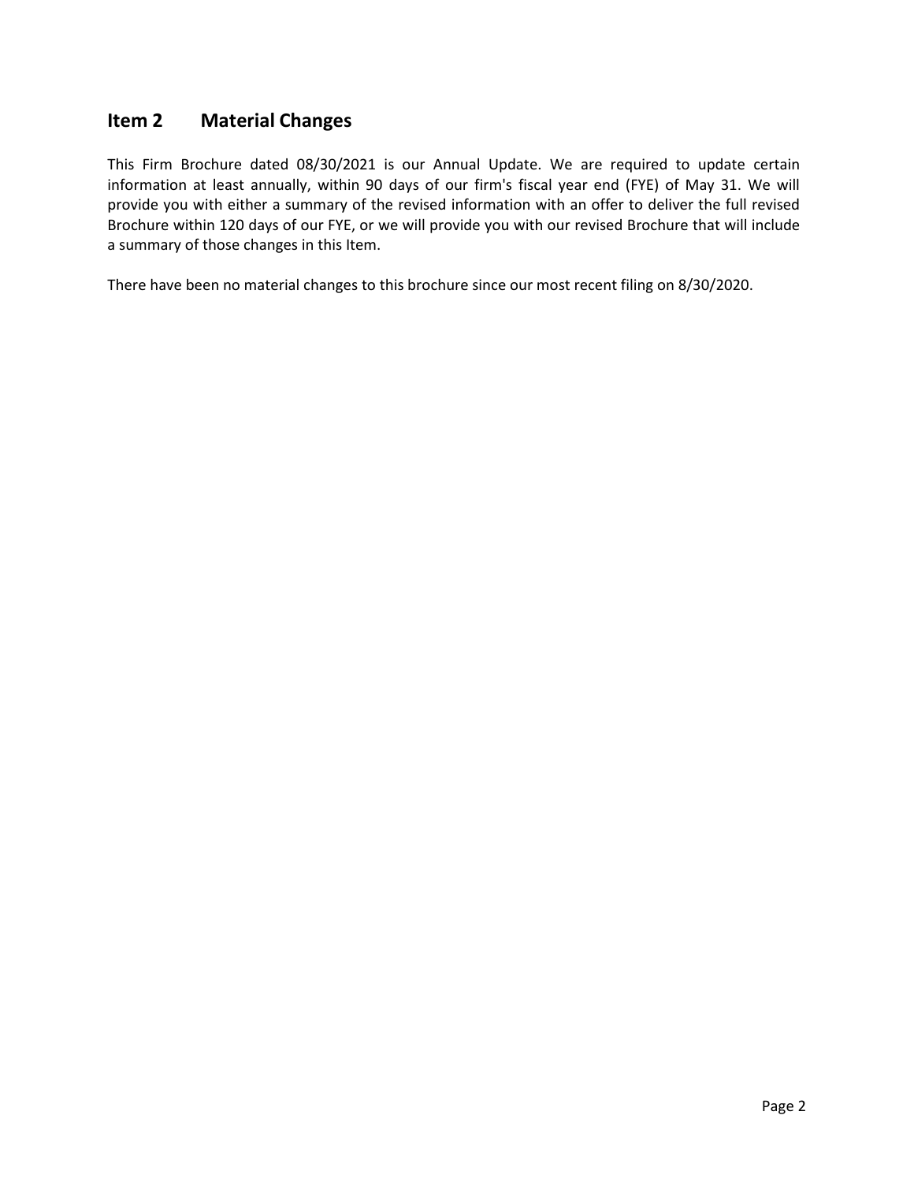## Item 2 Material Changes

This Firm Brochure dated 08/30/2021 is our Annual Update. We are required to update certain information at least annually, within 90 days of our firm's fiscal year end (FYE) of May 31. We will provide you with either a summary of the revised information with an offer to deliver the full revised Brochure within 120 days of our FYE, or we will provide you with our revised Brochure that will include a summary of those changes in this Item.

There have been no material changes to this brochure since our most recent filing on 8/30/2020.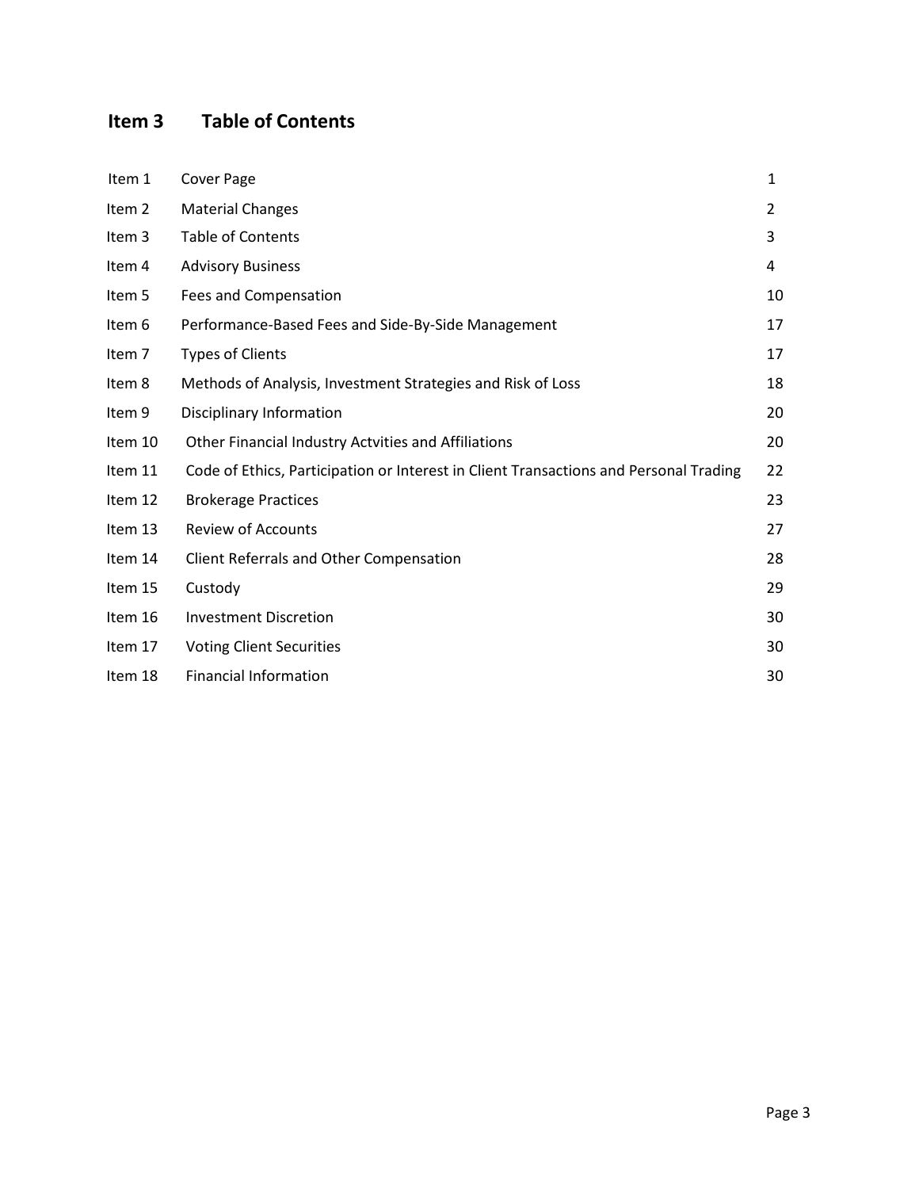## Item 3 Table of Contents

| | | |
|---|---|---|
| Item 1 | Cover Page | 1 |
| Item 2 | Material Changes | 2 |
| Item 3 | Table of Contents | 3 |
| Item 4 | Advisory Business | 4 |
| Item 5 | Fees and Compensation | 10 |
| Item 6 | Performance-Based Fees and Side-By-Side Management | 17 |
| Item 7 | Types of Clients | 17 |
| Item 8 | Methods of Analysis, Investment Strategies and Risk of Loss | 18 |
| Item 9 | Disciplinary Information | 20 |
| Item 10 | Other Financial Industry Actvities and Affiliations | 20 |
| Item 11 | Code of Ethics, Participation or Interest in Client Transactions and Personal Trading | 22 |
| Item 12 | Brokerage Practices | 23 |
| Item 13 | Review of Accounts | 27 |
| Item 14 | Client Referrals and Other Compensation | 28 |
| Item 15 | Custody | 29 |
| Item 16 | Investment Discretion | 30 |
| Item 17 | Voting Client Securities | 30 |
| Item 18 | Financial Information | 30 |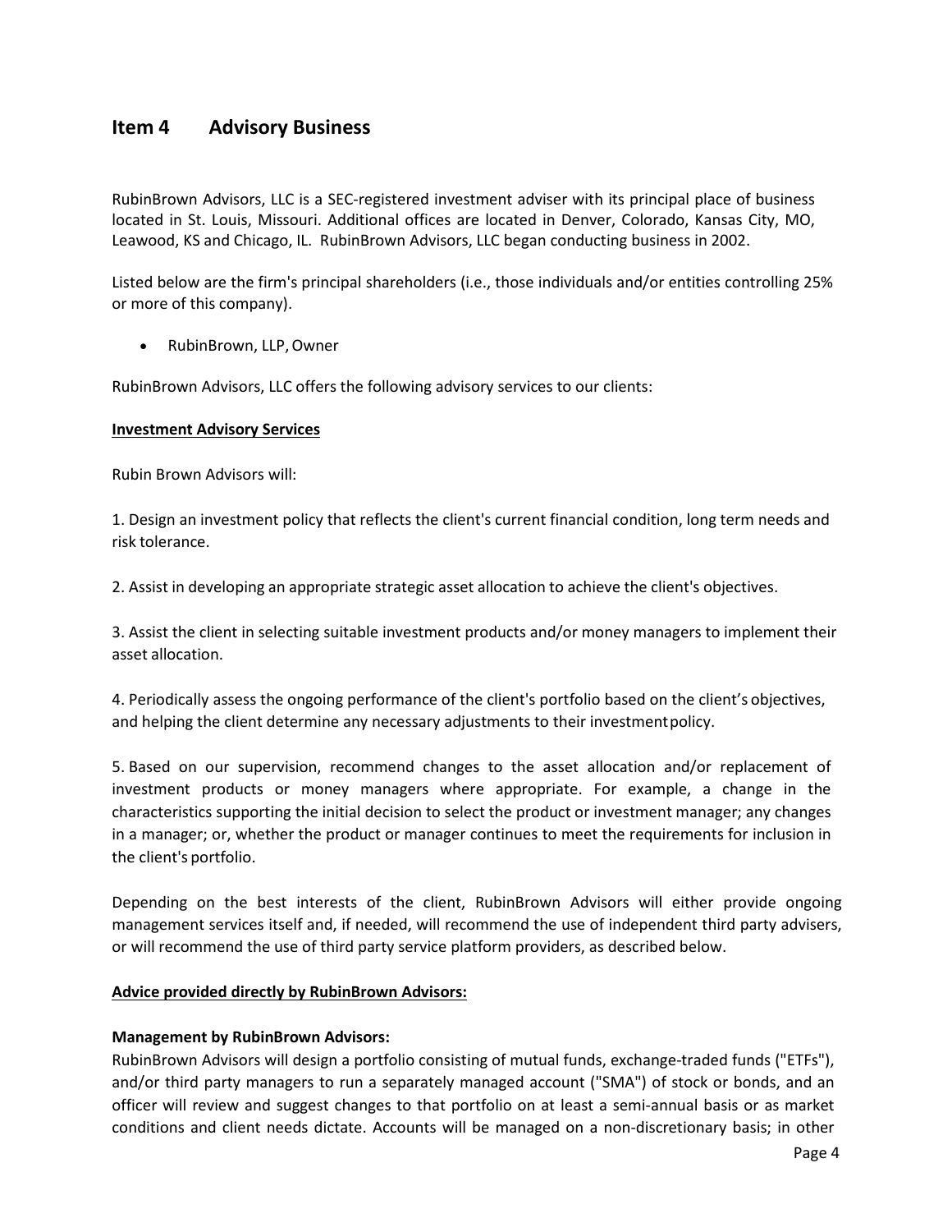## Item 4 Advisory Business

RubinBrown Advisors, LLC is a SEC-registered investment adviser with its principal place of business located in St. Louis, Missouri. Additional offices are located in Denver, Colorado, Kansas City, MO, Leawood, KS and Chicago, IL. RubinBrown Advisors, LLC began conducting business in 2002.

Listed below are the firm's principal shareholders (i.e., those individuals and/or entities controlling 25% or more of this company).

- RubinBrown, LLP, Owner

RubinBrown Advisors, LLC offers the following advisory services to our clients:

**Investment Advisory Services**

Rubin Brown Advisors will:

1. Design an investment policy that reflects the client's current financial condition, long term needs and risk tolerance.

2. Assist in developing an appropriate strategic asset allocation to achieve the client's objectives.

3. Assist the client in selecting suitable investment products and/or money managers to implement their asset allocation.

4. Periodically assess the ongoing performance of the client's portfolio based on the client's objectives, and helping the client determine any necessary adjustments to their investment policy.

5. Based on our supervision, recommend changes to the asset allocation and/or replacement of investment products or money managers where appropriate. For example, a change in the characteristics supporting the initial decision to select the product or investment manager; any changes in a manager; or, whether the product or manager continues to meet the requirements for inclusion in the client's portfolio.

Depending on the best interests of the client, RubinBrown Advisors will either provide ongoing management services itself and, if needed, will recommend the use of independent third party advisers, or will recommend the use of third party service platform providers, as described below.

**Advice provided directly by RubinBrown Advisors:**

**Management by RubinBrown Advisors:**
RubinBrown Advisors will design a portfolio consisting of mutual funds, exchange-traded funds ("ETFs"), and/or third party managers to run a separately managed account ("SMA") of stock or bonds, and an officer will review and suggest changes to that portfolio on at least a semi-annual basis or as market conditions and client needs dictate. Accounts will be managed on a non-discretionary basis; in other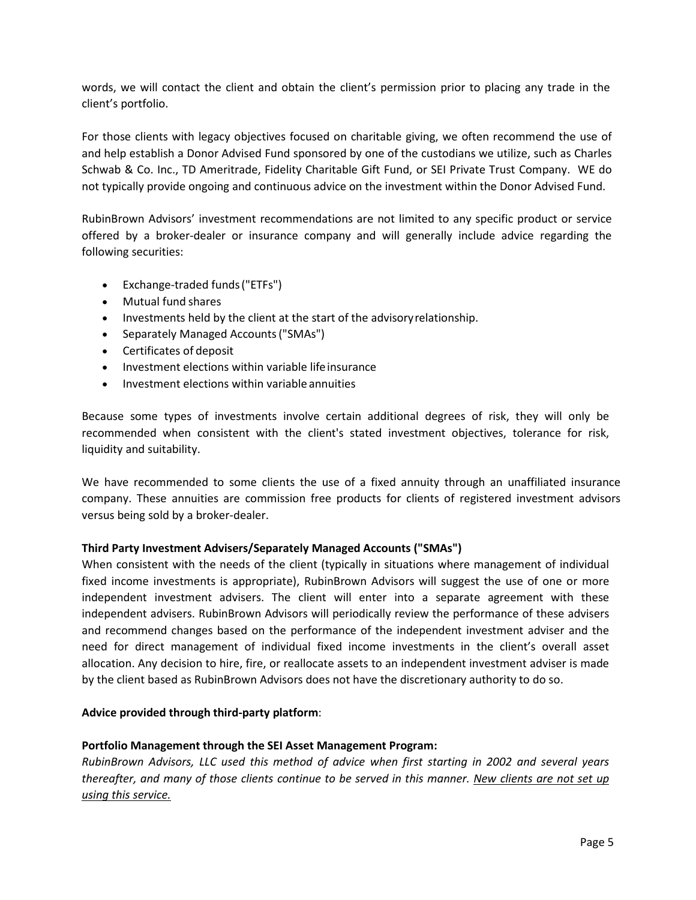words, we will contact the client and obtain the client's permission prior to placing any trade in the client's portfolio.

For those clients with legacy objectives focused on charitable giving, we often recommend the use of and help establish a Donor Advised Fund sponsored by one of the custodians we utilize, such as Charles Schwab & Co. Inc., TD Ameritrade, Fidelity Charitable Gift Fund, or SEI Private Trust Company. WE do not typically provide ongoing and continuous advice on the investment within the Donor Advised Fund.

RubinBrown Advisors' investment recommendations are not limited to any specific product or service offered by a broker-dealer or insurance company and will generally include advice regarding the following securities:

- Exchange-traded funds ("ETFs")
- Mutual fund shares
- Investments held by the client at the start of the advisory relationship.
- Separately Managed Accounts ("SMAs")
- Certificates of deposit
- Investment elections within variable life insurance
- Investment elections within variable annuities

Because some types of investments involve certain additional degrees of risk, they will only be recommended when consistent with the client's stated investment objectives, tolerance for risk, liquidity and suitability.

We have recommended to some clients the use of a fixed annuity through an unaffiliated insurance company. These annuities are commission free products for clients of registered investment advisors versus being sold by a broker-dealer.

**Third Party Investment Advisers/Separately Managed Accounts ("SMAs")**

When consistent with the needs of the client (typically in situations where management of individual fixed income investments is appropriate), RubinBrown Advisors will suggest the use of one or more independent investment advisers. The client will enter into a separate agreement with these independent advisers. RubinBrown Advisors will periodically review the performance of these advisers and recommend changes based on the performance of the independent investment adviser and the need for direct management of individual fixed income investments in the client's overall asset allocation. Any decision to hire, fire, or reallocate assets to an independent investment adviser is made by the client based as RubinBrown Advisors does not have the discretionary authority to do so.

**Advice provided through third-party platform**:

**Portfolio Management through the SEI Asset Management Program:**

*RubinBrown Advisors, LLC used this method of advice when first starting in 2002 and several years thereafter, and many of those clients continue to be served in this manner. New clients are not set up using this service.*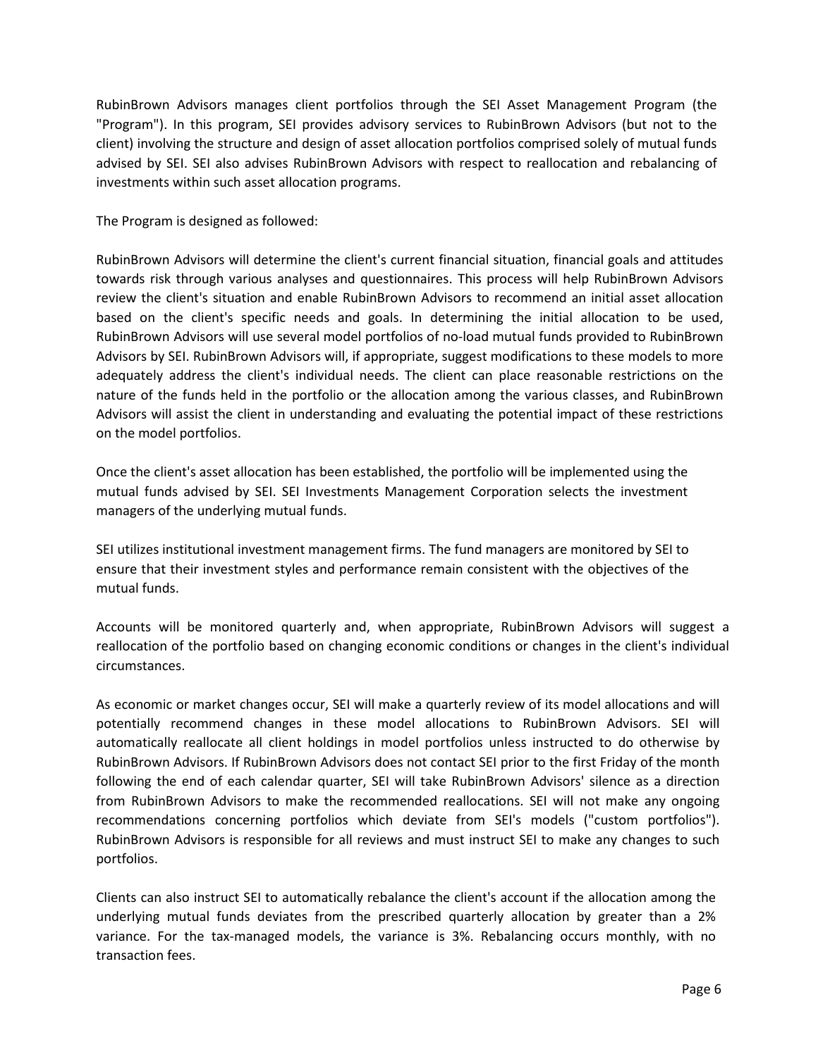RubinBrown Advisors manages client portfolios through the SEI Asset Management Program (the "Program"). In this program, SEI provides advisory services to RubinBrown Advisors (but not to the client) involving the structure and design of asset allocation portfolios comprised solely of mutual funds advised by SEI. SEI also advises RubinBrown Advisors with respect to reallocation and rebalancing of investments within such asset allocation programs.

The Program is designed as followed:

RubinBrown Advisors will determine the client's current financial situation, financial goals and attitudes towards risk through various analyses and questionnaires. This process will help RubinBrown Advisors review the client's situation and enable RubinBrown Advisors to recommend an initial asset allocation based on the client's specific needs and goals. In determining the initial allocation to be used, RubinBrown Advisors will use several model portfolios of no-load mutual funds provided to RubinBrown Advisors by SEI. RubinBrown Advisors will, if appropriate, suggest modifications to these models to more adequately address the client's individual needs. The client can place reasonable restrictions on the nature of the funds held in the portfolio or the allocation among the various classes, and RubinBrown Advisors will assist the client in understanding and evaluating the potential impact of these restrictions on the model portfolios.

Once the client's asset allocation has been established, the portfolio will be implemented using the mutual funds advised by SEI. SEI Investments Management Corporation selects the investment managers of the underlying mutual funds.

SEI utilizes institutional investment management firms. The fund managers are monitored by SEI to ensure that their investment styles and performance remain consistent with the objectives of the mutual funds.

Accounts will be monitored quarterly and, when appropriate, RubinBrown Advisors will suggest a reallocation of the portfolio based on changing economic conditions or changes in the client's individual circumstances.

As economic or market changes occur, SEI will make a quarterly review of its model allocations and will potentially recommend changes in these model allocations to RubinBrown Advisors. SEI will automatically reallocate all client holdings in model portfolios unless instructed to do otherwise by RubinBrown Advisors. If RubinBrown Advisors does not contact SEI prior to the first Friday of the month following the end of each calendar quarter, SEI will take RubinBrown Advisors' silence as a direction from RubinBrown Advisors to make the recommended reallocations. SEI will not make any ongoing recommendations concerning portfolios which deviate from SEI's models ("custom portfolios"). RubinBrown Advisors is responsible for all reviews and must instruct SEI to make any changes to such portfolios.

Clients can also instruct SEI to automatically rebalance the client's account if the allocation among the underlying mutual funds deviates from the prescribed quarterly allocation by greater than a 2% variance. For the tax-managed models, the variance is 3%. Rebalancing occurs monthly, with no transaction fees.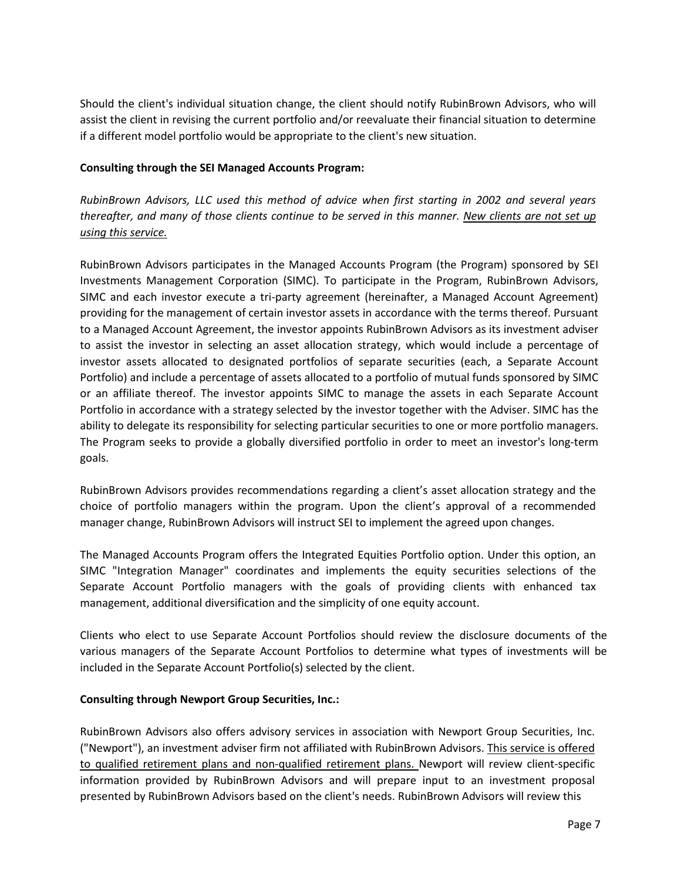Should the client's individual situation change, the client should notify RubinBrown Advisors, who will assist the client in revising the current portfolio and/or reevaluate their financial situation to determine if a different model portfolio would be appropriate to the client's new situation.

**Consulting through the SEI Managed Accounts Program:**

*RubinBrown Advisors, LLC used this method of advice when first starting in 2002 and several years thereafter, and many of those clients continue to be served in this manner. New clients are not set up using this service.*

RubinBrown Advisors participates in the Managed Accounts Program (the Program) sponsored by SEI Investments Management Corporation (SIMC). To participate in the Program, RubinBrown Advisors, SIMC and each investor execute a tri-party agreement (hereinafter, a Managed Account Agreement) providing for the management of certain investor assets in accordance with the terms thereof. Pursuant to a Managed Account Agreement, the investor appoints RubinBrown Advisors as its investment adviser to assist the investor in selecting an asset allocation strategy, which would include a percentage of investor assets allocated to designated portfolios of separate securities (each, a Separate Account Portfolio) and include a percentage of assets allocated to a portfolio of mutual funds sponsored by SIMC or an affiliate thereof. The investor appoints SIMC to manage the assets in each Separate Account Portfolio in accordance with a strategy selected by the investor together with the Adviser. SIMC has the ability to delegate its responsibility for selecting particular securities to one or more portfolio managers. The Program seeks to provide a globally diversified portfolio in order to meet an investor's long-term goals.

RubinBrown Advisors provides recommendations regarding a client's asset allocation strategy and the choice of portfolio managers within the program. Upon the client's approval of a recommended manager change, RubinBrown Advisors will instruct SEI to implement the agreed upon changes.

The Managed Accounts Program offers the Integrated Equities Portfolio option. Under this option, an SIMC "Integration Manager" coordinates and implements the equity securities selections of the Separate Account Portfolio managers with the goals of providing clients with enhanced tax management, additional diversification and the simplicity of one equity account.

Clients who elect to use Separate Account Portfolios should review the disclosure documents of the various managers of the Separate Account Portfolios to determine what types of investments will be included in the Separate Account Portfolio(s) selected by the client.

**Consulting through Newport Group Securities, Inc.:**

RubinBrown Advisors also offers advisory services in association with Newport Group Securities, Inc. ("Newport"), an investment adviser firm not affiliated with RubinBrown Advisors. This service is offered to qualified retirement plans and non-qualified retirement plans. Newport will review client-specific information provided by RubinBrown Advisors and will prepare input to an investment proposal presented by RubinBrown Advisors based on the client's needs. RubinBrown Advisors will review this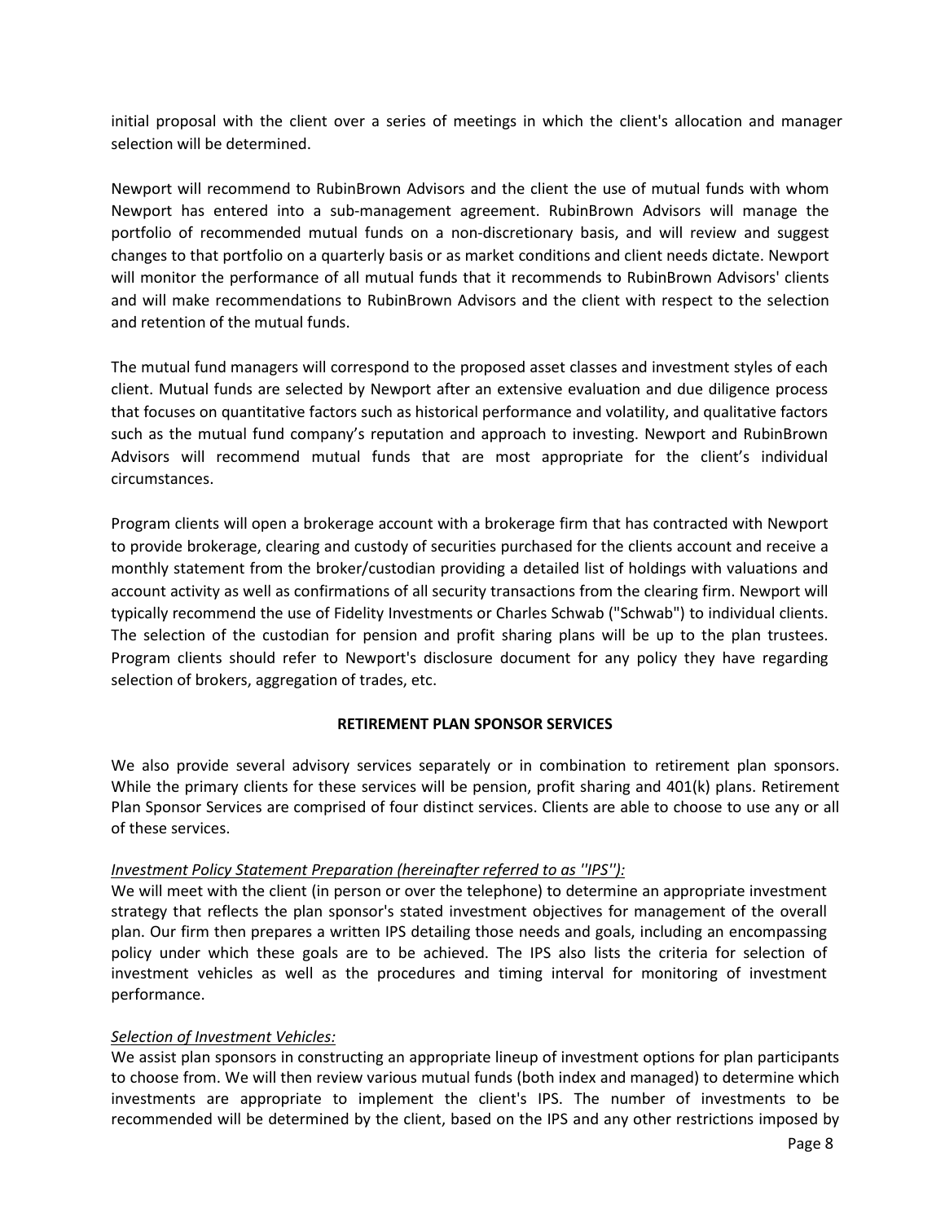initial proposal with the client over a series of meetings in which the client's allocation and manager selection will be determined.

Newport will recommend to RubinBrown Advisors and the client the use of mutual funds with whom Newport has entered into a sub-management agreement. RubinBrown Advisors will manage the portfolio of recommended mutual funds on a non-discretionary basis, and will review and suggest changes to that portfolio on a quarterly basis or as market conditions and client needs dictate. Newport will monitor the performance of all mutual funds that it recommends to RubinBrown Advisors' clients and will make recommendations to RubinBrown Advisors and the client with respect to the selection and retention of the mutual funds.

The mutual fund managers will correspond to the proposed asset classes and investment styles of each client. Mutual funds are selected by Newport after an extensive evaluation and due diligence process that focuses on quantitative factors such as historical performance and volatility, and qualitative factors such as the mutual fund company's reputation and approach to investing. Newport and RubinBrown Advisors will recommend mutual funds that are most appropriate for the client's individual circumstances.

Program clients will open a brokerage account with a brokerage firm that has contracted with Newport to provide brokerage, clearing and custody of securities purchased for the clients account and receive a monthly statement from the broker/custodian providing a detailed list of holdings with valuations and account activity as well as confirmations of all security transactions from the clearing firm. Newport will typically recommend the use of Fidelity Investments or Charles Schwab ("Schwab") to individual clients. The selection of the custodian for pension and profit sharing plans will be up to the plan trustees. Program clients should refer to Newport's disclosure document for any policy they have regarding selection of brokers, aggregation of trades, etc.

**RETIREMENT PLAN SPONSOR SERVICES**

We also provide several advisory services separately or in combination to retirement plan sponsors. While the primary clients for these services will be pension, profit sharing and 401(k) plans. Retirement Plan Sponsor Services are comprised of four distinct services. Clients are able to choose to use any or all of these services.

*Investment Policy Statement Preparation (hereinafter referred to as ''IPS''):*

We will meet with the client (in person or over the telephone) to determine an appropriate investment strategy that reflects the plan sponsor's stated investment objectives for management of the overall plan. Our firm then prepares a written IPS detailing those needs and goals, including an encompassing policy under which these goals are to be achieved. The IPS also lists the criteria for selection of investment vehicles as well as the procedures and timing interval for monitoring of investment performance.

*Selection of Investment Vehicles:*

We assist plan sponsors in constructing an appropriate lineup of investment options for plan participants to choose from. We will then review various mutual funds (both index and managed) to determine which investments are appropriate to implement the client's IPS. The number of investments to be recommended will be determined by the client, based on the IPS and any other restrictions imposed by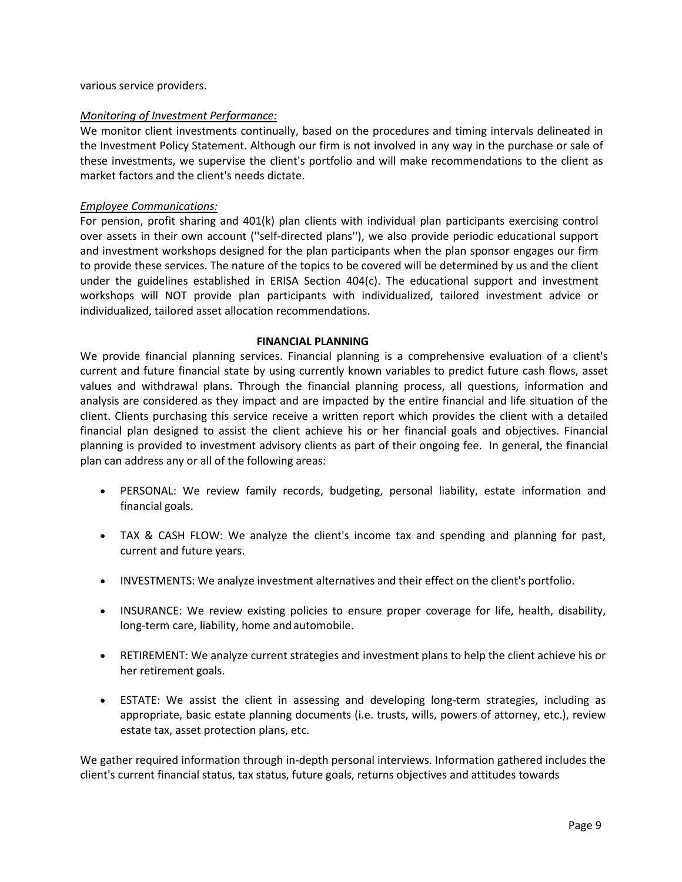various service providers.

*Monitoring of Investment Performance:*
We monitor client investments continually, based on the procedures and timing intervals delineated in the Investment Policy Statement. Although our firm is not involved in any way in the purchase or sale of these investments, we supervise the client's portfolio and will make recommendations to the client as market factors and the client's needs dictate.

*Employee Communications:*
For pension, profit sharing and 401(k) plan clients with individual plan participants exercising control over assets in their own account (''self-directed plans''), we also provide periodic educational support and investment workshops designed for the plan participants when the plan sponsor engages our firm to provide these services. The nature of the topics to be covered will be determined by us and the client under the guidelines established in ERISA Section 404(c). The educational support and investment workshops will NOT provide plan participants with individualized, tailored investment advice or individualized, tailored asset allocation recommendations.

**FINANCIAL PLANNING**

We provide financial planning services. Financial planning is a comprehensive evaluation of a client's current and future financial state by using currently known variables to predict future cash flows, asset values and withdrawal plans. Through the financial planning process, all questions, information and analysis are considered as they impact and are impacted by the entire financial and life situation of the client. Clients purchasing this service receive a written report which provides the client with a detailed financial plan designed to assist the client achieve his or her financial goals and objectives. Financial planning is provided to investment advisory clients as part of their ongoing fee. In general, the financial plan can address any or all of the following areas:

- PERSONAL: We review family records, budgeting, personal liability, estate information and financial goals.
- TAX & CASH FLOW: We analyze the client's income tax and spending and planning for past, current and future years.
- INVESTMENTS: We analyze investment alternatives and their effect on the client's portfolio.
- INSURANCE: We review existing policies to ensure proper coverage for life, health, disability, long-term care, liability, home and automobile.
- RETIREMENT: We analyze current strategies and investment plans to help the client achieve his or her retirement goals.
- ESTATE: We assist the client in assessing and developing long-term strategies, including as appropriate, basic estate planning documents (i.e. trusts, wills, powers of attorney, etc.), review estate tax, asset protection plans, etc.

We gather required information through in-depth personal interviews. Information gathered includes the client's current financial status, tax status, future goals, returns objectives and attitudes towards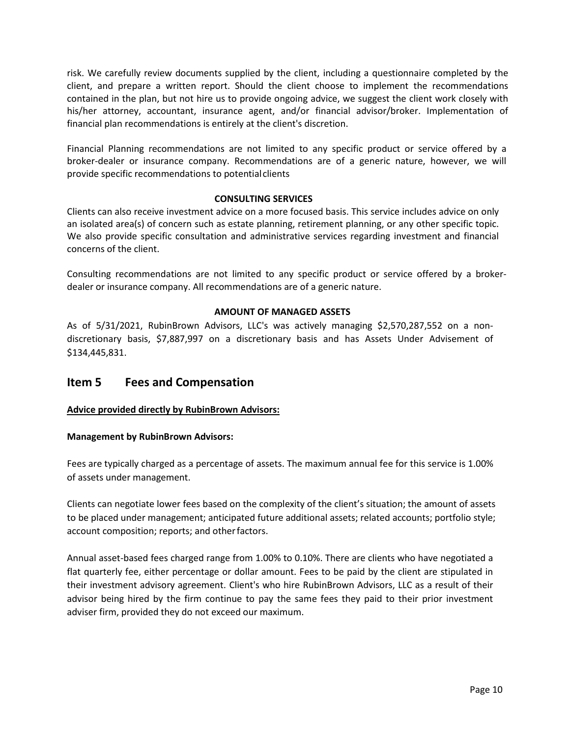risk. We carefully review documents supplied by the client, including a questionnaire completed by the client, and prepare a written report. Should the client choose to implement the recommendations contained in the plan, but not hire us to provide ongoing advice, we suggest the client work closely with his/her attorney, accountant, insurance agent, and/or financial advisor/broker. Implementation of financial plan recommendations is entirely at the client's discretion.

Financial Planning recommendations are not limited to any specific product or service offered by a broker-dealer or insurance company. Recommendations are of a generic nature, however, we will provide specific recommendations to potential clients

**CONSULTING SERVICES**

Clients can also receive investment advice on a more focused basis. This service includes advice on only an isolated area(s) of concern such as estate planning, retirement planning, or any other specific topic. We also provide specific consultation and administrative services regarding investment and financial concerns of the client.

Consulting recommendations are not limited to any specific product or service offered by a broker-dealer or insurance company. All recommendations are of a generic nature.

**AMOUNT OF MANAGED ASSETS**

As of 5/31/2021, RubinBrown Advisors, LLC's was actively managing $2,570,287,552 on a non-discretionary basis, $7,887,997 on a discretionary basis and has Assets Under Advisement of $134,445,831.

## Item 5 Fees and Compensation

**Advice provided directly by RubinBrown Advisors:**

**Management by RubinBrown Advisors:**

Fees are typically charged as a percentage of assets. The maximum annual fee for this service is 1.00% of assets under management.

Clients can negotiate lower fees based on the complexity of the client's situation; the amount of assets to be placed under management; anticipated future additional assets; related accounts; portfolio style; account composition; reports; and other factors.

Annual asset-based fees charged range from 1.00% to 0.10%. There are clients who have negotiated a flat quarterly fee, either percentage or dollar amount. Fees to be paid by the client are stipulated in their investment advisory agreement. Client's who hire RubinBrown Advisors, LLC as a result of their advisor being hired by the firm continue to pay the same fees they paid to their prior investment adviser firm, provided they do not exceed our maximum.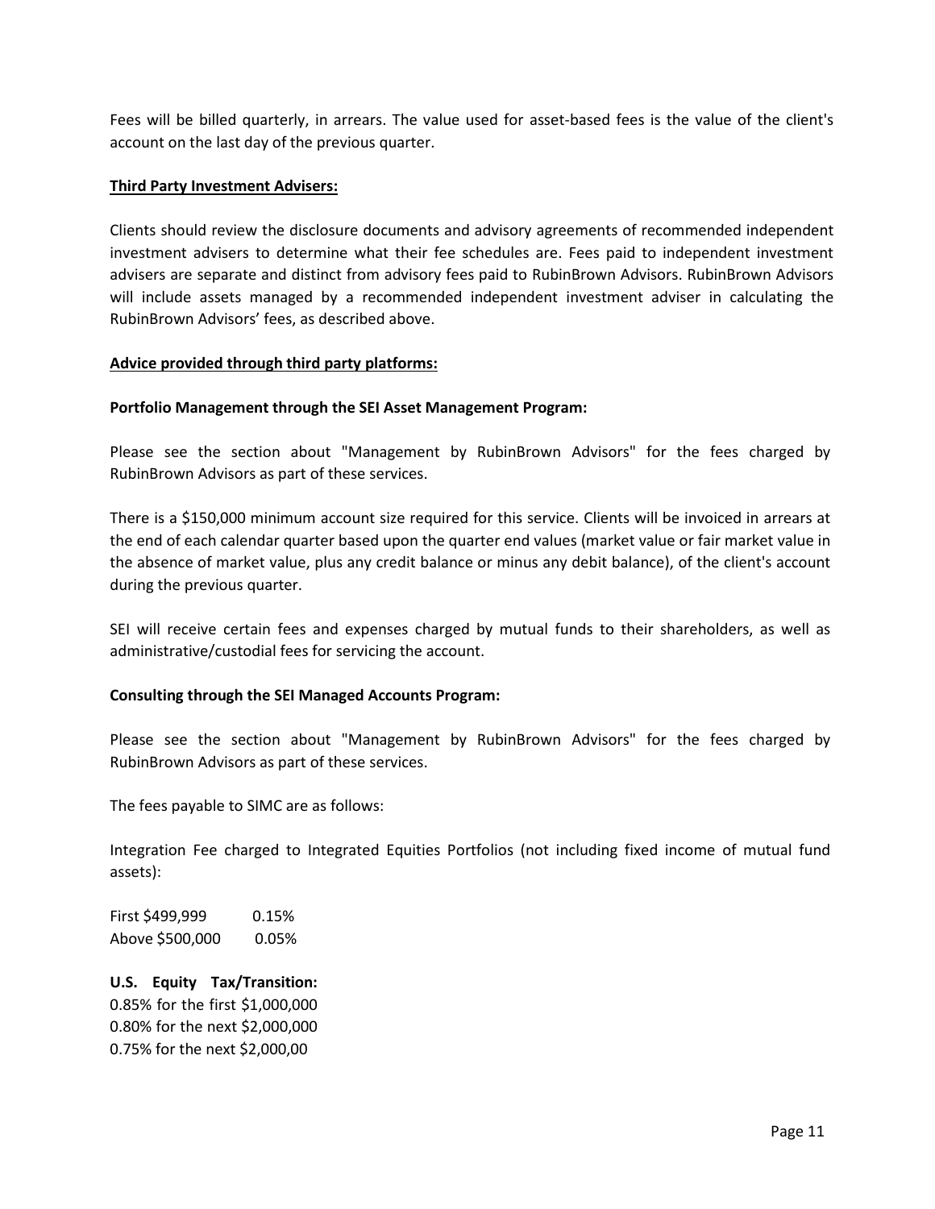Fees will be billed quarterly, in arrears. The value used for asset-based fees is the value of the client's account on the last day of the previous quarter.

**Third Party Investment Advisers:**

Clients should review the disclosure documents and advisory agreements of recommended independent investment advisers to determine what their fee schedules are. Fees paid to independent investment advisers are separate and distinct from advisory fees paid to RubinBrown Advisors. RubinBrown Advisors will include assets managed by a recommended independent investment adviser in calculating the RubinBrown Advisors' fees, as described above.

**Advice provided through third party platforms:**

**Portfolio Management through the SEI Asset Management Program:**

Please see the section about "Management by RubinBrown Advisors" for the fees charged by RubinBrown Advisors as part of these services.

There is a $150,000 minimum account size required for this service. Clients will be invoiced in arrears at the end of each calendar quarter based upon the quarter end values (market value or fair market value in the absence of market value, plus any credit balance or minus any debit balance), of the client's account during the previous quarter.

SEI will receive certain fees and expenses charged by mutual funds to their shareholders, as well as administrative/custodial fees for servicing the account.

**Consulting through the SEI Managed Accounts Program:**

Please see the section about "Management by RubinBrown Advisors" for the fees charged by RubinBrown Advisors as part of these services.

The fees payable to SIMC are as follows:

Integration Fee charged to Integrated Equities Portfolios (not including fixed income of mutual fund assets):

First $499,999 0.15%
Above $500,000 0.05%

**U.S. Equity Tax/Transition:**
0.85% for the first $1,000,000
0.80% for the next $2,000,000
0.75% for the next $2,000,00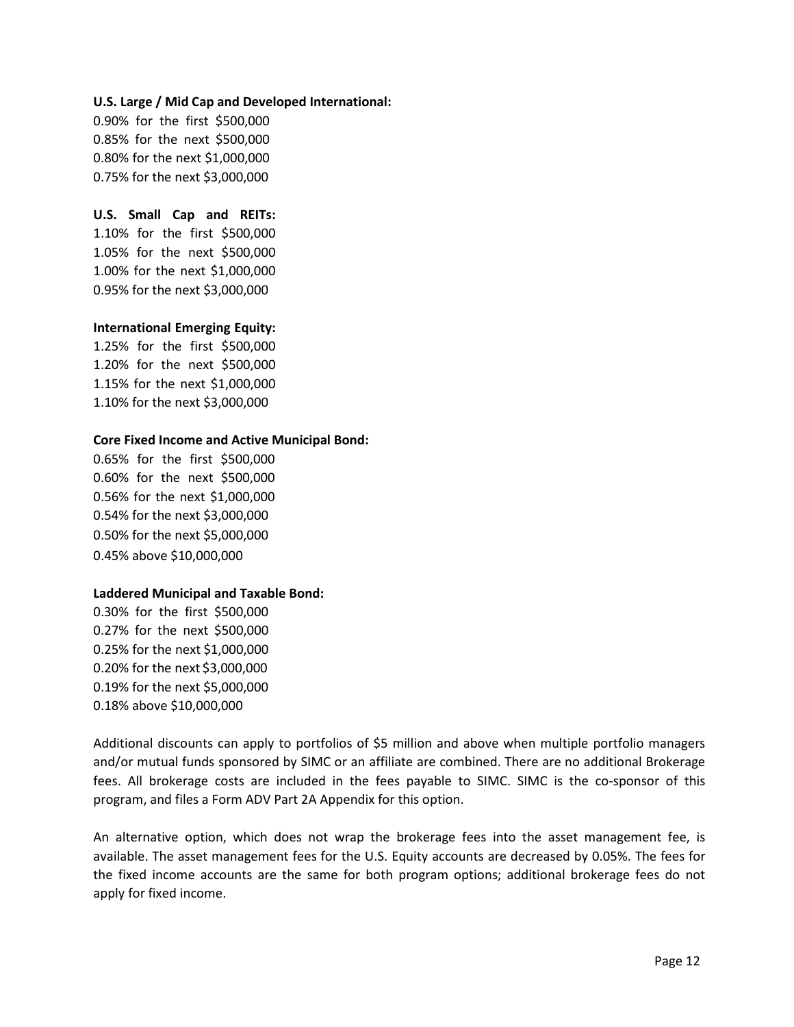**U.S. Large / Mid Cap and Developed International:**
0.90% for the first $500,000
0.85% for the next $500,000
0.80% for the next $1,000,000
0.75% for the next $3,000,000

**U.S. Small Cap and REITs:**
1.10% for the first $500,000
1.05% for the next $500,000
1.00% for the next $1,000,000
0.95% for the next $3,000,000

**International Emerging Equity:**
1.25% for the first $500,000
1.20% for the next $500,000
1.15% for the next $1,000,000
1.10% for the next $3,000,000

**Core Fixed Income and Active Municipal Bond:**
0.65% for the first $500,000
0.60% for the next $500,000
0.56% for the next $1,000,000
0.54% for the next $3,000,000
0.50% for the next $5,000,000
0.45% above $10,000,000

**Laddered Municipal and Taxable Bond:**
0.30% for the first $500,000
0.27% for the next $500,000
0.25% for the next $1,000,000
0.20% for the next $3,000,000
0.19% for the next $5,000,000
0.18% above $10,000,000

Additional discounts can apply to portfolios of $5 million and above when multiple portfolio managers and/or mutual funds sponsored by SIMC or an affiliate are combined. There are no additional Brokerage fees. All brokerage costs are included in the fees payable to SIMC. SIMC is the co-sponsor of this program, and files a Form ADV Part 2A Appendix for this option.

An alternative option, which does not wrap the brokerage fees into the asset management fee, is available. The asset management fees for the U.S. Equity accounts are decreased by 0.05%. The fees for the fixed income accounts are the same for both program options; additional brokerage fees do not apply for fixed income.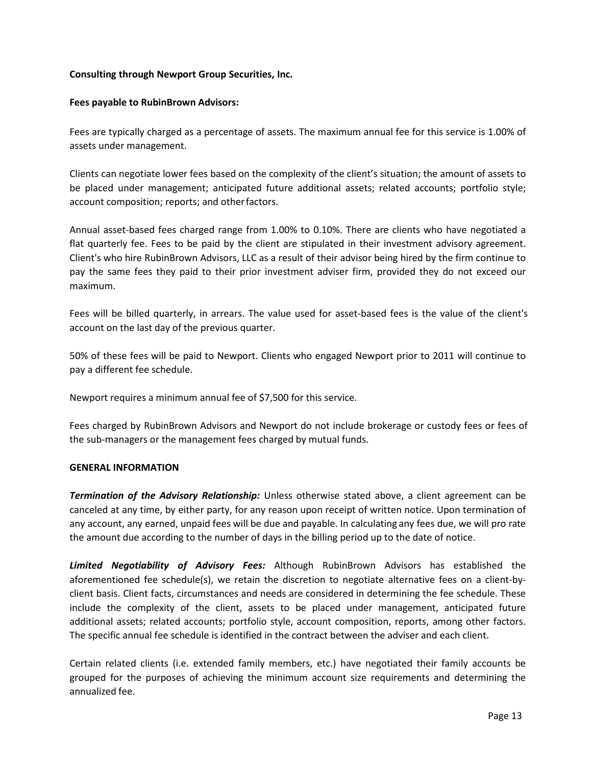**Consulting through Newport Group Securities, Inc.**

**Fees payable to RubinBrown Advisors:**

Fees are typically charged as a percentage of assets. The maximum annual fee for this service is 1.00% of assets under management.

Clients can negotiate lower fees based on the complexity of the client's situation; the amount of assets to be placed under management; anticipated future additional assets; related accounts; portfolio style; account composition; reports; and other factors.

Annual asset-based fees charged range from 1.00% to 0.10%. There are clients who have negotiated a flat quarterly fee. Fees to be paid by the client are stipulated in their investment advisory agreement. Client's who hire RubinBrown Advisors, LLC as a result of their advisor being hired by the firm continue to pay the same fees they paid to their prior investment adviser firm, provided they do not exceed our maximum.

Fees will be billed quarterly, in arrears. The value used for asset-based fees is the value of the client's account on the last day of the previous quarter.

50% of these fees will be paid to Newport. Clients who engaged Newport prior to 2011 will continue to pay a different fee schedule.

Newport requires a minimum annual fee of $7,500 for this service.

Fees charged by RubinBrown Advisors and Newport do not include brokerage or custody fees or fees of the sub-managers or the management fees charged by mutual funds.

**GENERAL INFORMATION**

***Termination of the Advisory Relationship:*** Unless otherwise stated above, a client agreement can be canceled at any time, by either party, for any reason upon receipt of written notice. Upon termination of any account, any earned, unpaid fees will be due and payable. In calculating any fees due, we will pro rate the amount due according to the number of days in the billing period up to the date of notice.

***Limited Negotiability of Advisory Fees:*** Although RubinBrown Advisors has established the aforementioned fee schedule(s), we retain the discretion to negotiate alternative fees on a client-by-client basis. Client facts, circumstances and needs are considered in determining the fee schedule. These include the complexity of the client, assets to be placed under management, anticipated future additional assets; related accounts; portfolio style, account composition, reports, among other factors. The specific annual fee schedule is identified in the contract between the adviser and each client.

Certain related clients (i.e. extended family members, etc.) have negotiated their family accounts be grouped for the purposes of achieving the minimum account size requirements and determining the annualized fee.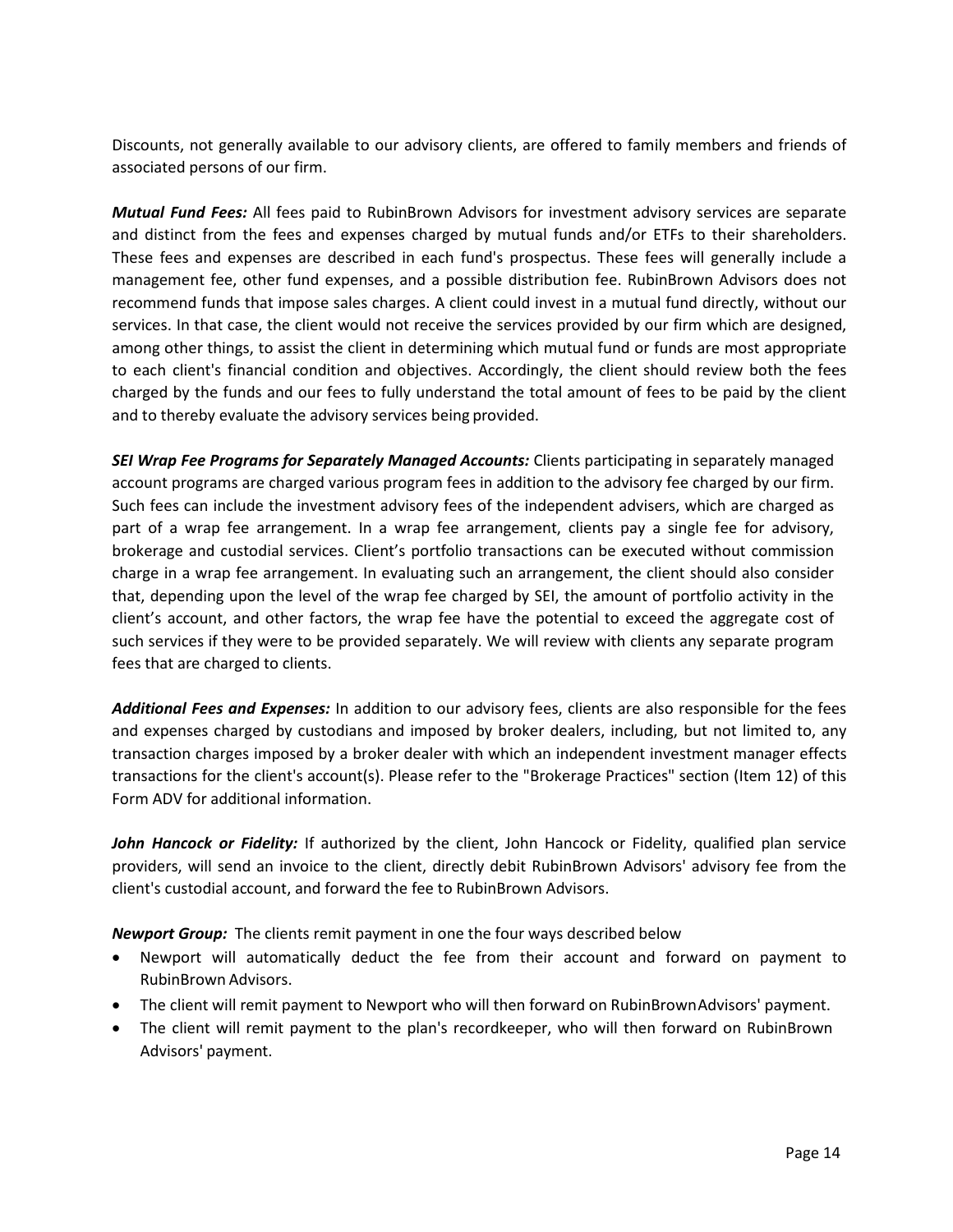Discounts, not generally available to our advisory clients, are offered to family members and friends of associated persons of our firm.

***Mutual Fund Fees:*** All fees paid to RubinBrown Advisors for investment advisory services are separate and distinct from the fees and expenses charged by mutual funds and/or ETFs to their shareholders. These fees and expenses are described in each fund's prospectus. These fees will generally include a management fee, other fund expenses, and a possible distribution fee. RubinBrown Advisors does not recommend funds that impose sales charges. A client could invest in a mutual fund directly, without our services. In that case, the client would not receive the services provided by our firm which are designed, among other things, to assist the client in determining which mutual fund or funds are most appropriate to each client's financial condition and objectives. Accordingly, the client should review both the fees charged by the funds and our fees to fully understand the total amount of fees to be paid by the client and to thereby evaluate the advisory services being provided.

***SEI Wrap Fee Programs for Separately Managed Accounts:*** Clients participating in separately managed account programs are charged various program fees in addition to the advisory fee charged by our firm. Such fees can include the investment advisory fees of the independent advisers, which are charged as part of a wrap fee arrangement. In a wrap fee arrangement, clients pay a single fee for advisory, brokerage and custodial services. Client's portfolio transactions can be executed without commission charge in a wrap fee arrangement. In evaluating such an arrangement, the client should also consider that, depending upon the level of the wrap fee charged by SEI, the amount of portfolio activity in the client's account, and other factors, the wrap fee have the potential to exceed the aggregate cost of such services if they were to be provided separately. We will review with clients any separate program fees that are charged to clients.

***Additional Fees and Expenses:*** In addition to our advisory fees, clients are also responsible for the fees and expenses charged by custodians and imposed by broker dealers, including, but not limited to, any transaction charges imposed by a broker dealer with which an independent investment manager effects transactions for the client's account(s). Please refer to the "Brokerage Practices" section (Item 12) of this Form ADV for additional information.

***John Hancock or Fidelity:*** If authorized by the client, John Hancock or Fidelity, qualified plan service providers, will send an invoice to the client, directly debit RubinBrown Advisors' advisory fee from the client's custodial account, and forward the fee to RubinBrown Advisors.

***Newport Group:*** The clients remit payment in one the four ways described below

- Newport will automatically deduct the fee from their account and forward on payment to RubinBrown Advisors.
- The client will remit payment to Newport who will then forward on RubinBrown Advisors' payment.
- The client will remit payment to the plan's recordkeeper, who will then forward on RubinBrown Advisors' payment.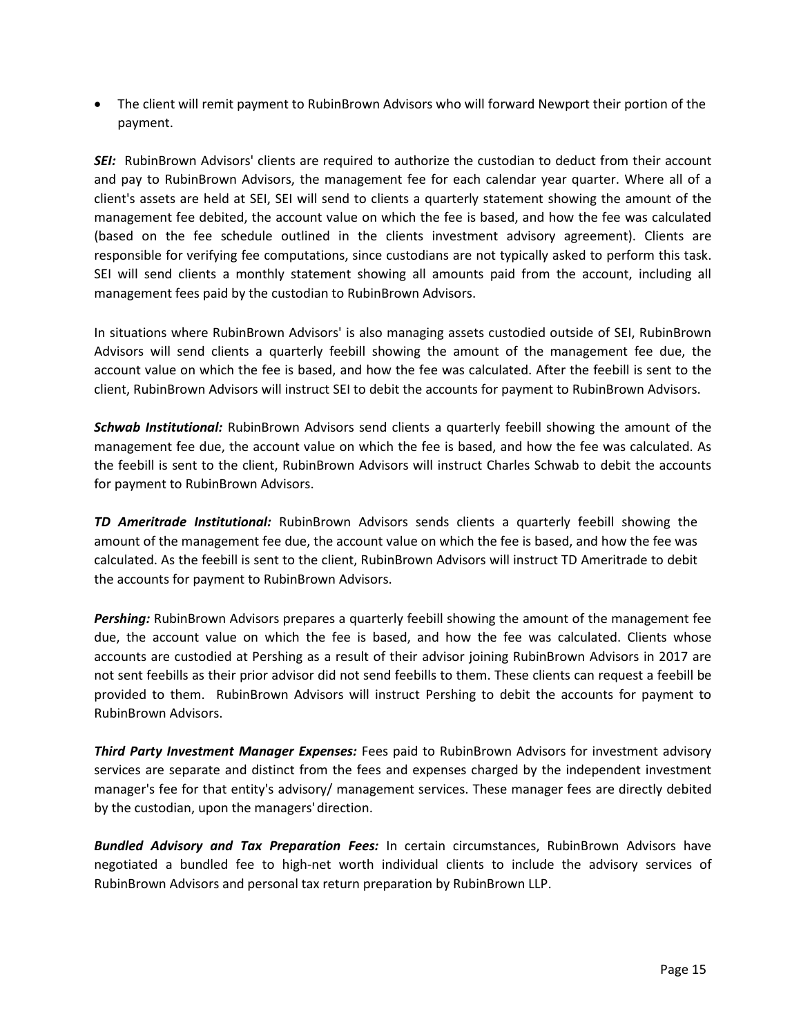- The client will remit payment to RubinBrown Advisors who will forward Newport their portion of the payment.

***SEI:*** RubinBrown Advisors' clients are required to authorize the custodian to deduct from their account and pay to RubinBrown Advisors, the management fee for each calendar year quarter. Where all of a client's assets are held at SEI, SEI will send to clients a quarterly statement showing the amount of the management fee debited, the account value on which the fee is based, and how the fee was calculated (based on the fee schedule outlined in the clients investment advisory agreement). Clients are responsible for verifying fee computations, since custodians are not typically asked to perform this task. SEI will send clients a monthly statement showing all amounts paid from the account, including all management fees paid by the custodian to RubinBrown Advisors.

In situations where RubinBrown Advisors' is also managing assets custodied outside of SEI, RubinBrown Advisors will send clients a quarterly feebill showing the amount of the management fee due, the account value on which the fee is based, and how the fee was calculated. After the feebill is sent to the client, RubinBrown Advisors will instruct SEI to debit the accounts for payment to RubinBrown Advisors.

***Schwab Institutional:*** RubinBrown Advisors send clients a quarterly feebill showing the amount of the management fee due, the account value on which the fee is based, and how the fee was calculated. As the feebill is sent to the client, RubinBrown Advisors will instruct Charles Schwab to debit the accounts for payment to RubinBrown Advisors.

***TD Ameritrade Institutional:*** RubinBrown Advisors sends clients a quarterly feebill showing the amount of the management fee due, the account value on which the fee is based, and how the fee was calculated. As the feebill is sent to the client, RubinBrown Advisors will instruct TD Ameritrade to debit the accounts for payment to RubinBrown Advisors.

***Pershing:*** RubinBrown Advisors prepares a quarterly feebill showing the amount of the management fee due, the account value on which the fee is based, and how the fee was calculated. Clients whose accounts are custodied at Pershing as a result of their advisor joining RubinBrown Advisors in 2017 are not sent feebills as their prior advisor did not send feebills to them. These clients can request a feebill be provided to them. RubinBrown Advisors will instruct Pershing to debit the accounts for payment to RubinBrown Advisors.

***Third Party Investment Manager Expenses:*** Fees paid to RubinBrown Advisors for investment advisory services are separate and distinct from the fees and expenses charged by the independent investment manager's fee for that entity's advisory/ management services. These manager fees are directly debited by the custodian, upon the managers' direction.

***Bundled Advisory and Tax Preparation Fees:*** In certain circumstances, RubinBrown Advisors have negotiated a bundled fee to high-net worth individual clients to include the advisory services of RubinBrown Advisors and personal tax return preparation by RubinBrown LLP.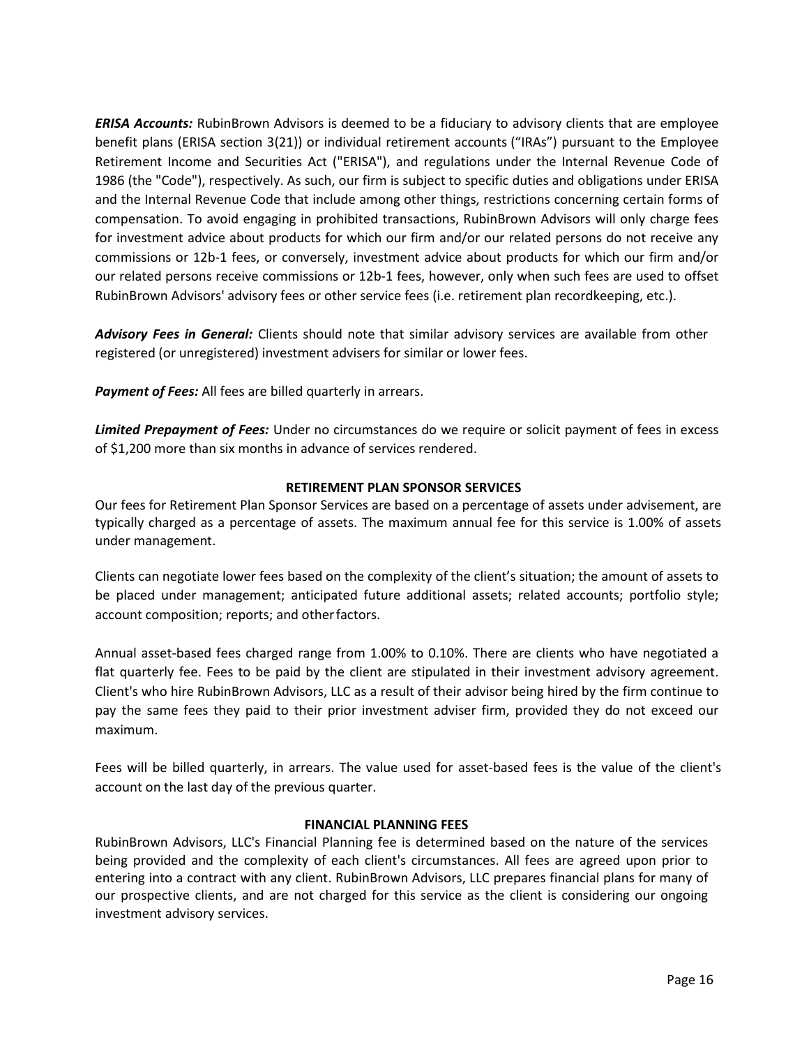***ERISA Accounts:*** RubinBrown Advisors is deemed to be a fiduciary to advisory clients that are employee benefit plans (ERISA section 3(21)) or individual retirement accounts ("IRAs") pursuant to the Employee Retirement Income and Securities Act ("ERISA"), and regulations under the Internal Revenue Code of 1986 (the "Code"), respectively. As such, our firm is subject to specific duties and obligations under ERISA and the Internal Revenue Code that include among other things, restrictions concerning certain forms of compensation. To avoid engaging in prohibited transactions, RubinBrown Advisors will only charge fees for investment advice about products for which our firm and/or our related persons do not receive any commissions or 12b-1 fees, or conversely, investment advice about products for which our firm and/or our related persons receive commissions or 12b-1 fees, however, only when such fees are used to offset RubinBrown Advisors' advisory fees or other service fees (i.e. retirement plan recordkeeping, etc.).

***Advisory Fees in General:*** Clients should note that similar advisory services are available from other registered (or unregistered) investment advisers for similar or lower fees.

***Payment of Fees:*** All fees are billed quarterly in arrears.

***Limited Prepayment of Fees:*** Under no circumstances do we require or solicit payment of fees in excess of $1,200 more than six months in advance of services rendered.

## RETIREMENT PLAN SPONSOR SERVICES

Our fees for Retirement Plan Sponsor Services are based on a percentage of assets under advisement, are typically charged as a percentage of assets. The maximum annual fee for this service is 1.00% of assets under management.

Clients can negotiate lower fees based on the complexity of the client's situation; the amount of assets to be placed under management; anticipated future additional assets; related accounts; portfolio style; account composition; reports; and other factors.

Annual asset-based fees charged range from 1.00% to 0.10%. There are clients who have negotiated a flat quarterly fee. Fees to be paid by the client are stipulated in their investment advisory agreement. Client's who hire RubinBrown Advisors, LLC as a result of their advisor being hired by the firm continue to pay the same fees they paid to their prior investment adviser firm, provided they do not exceed our maximum.

Fees will be billed quarterly, in arrears. The value used for asset-based fees is the value of the client's account on the last day of the previous quarter.

## FINANCIAL PLANNING FEES

RubinBrown Advisors, LLC's Financial Planning fee is determined based on the nature of the services being provided and the complexity of each client's circumstances. All fees are agreed upon prior to entering into a contract with any client. RubinBrown Advisors, LLC prepares financial plans for many of our prospective clients, and are not charged for this service as the client is considering our ongoing investment advisory services.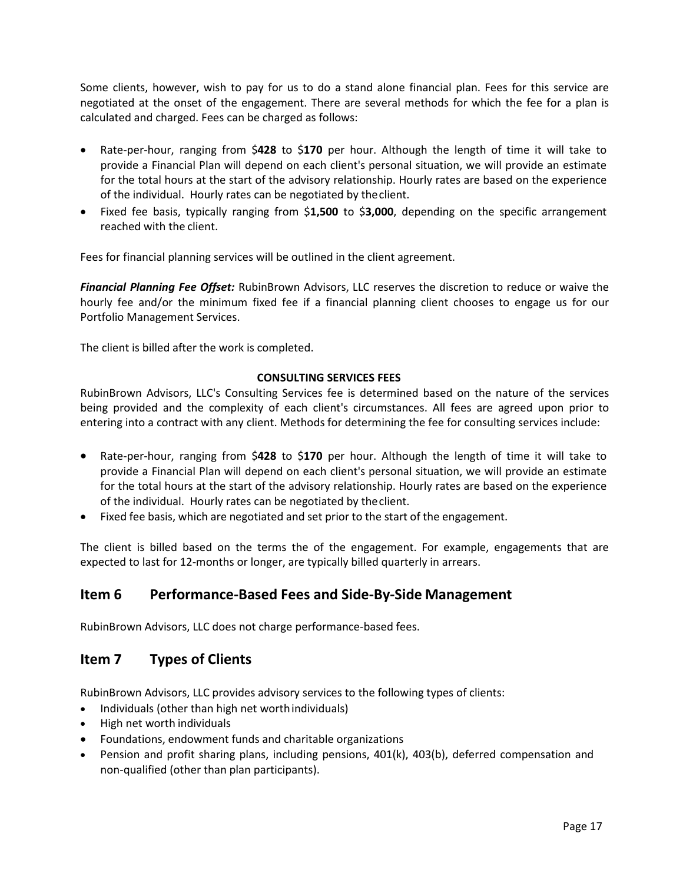Some clients, however, wish to pay for us to do a stand alone financial plan. Fees for this service are negotiated at the onset of the engagement. There are several methods for which the fee for a plan is calculated and charged. Fees can be charged as follows:

- Rate-per-hour, ranging from $**428** to $**170** per hour. Although the length of time it will take to provide a Financial Plan will depend on each client's personal situation, we will provide an estimate for the total hours at the start of the advisory relationship. Hourly rates are based on the experience of the individual. Hourly rates can be negotiated by the client.
- Fixed fee basis, typically ranging from $**1,500** to $**3,000**, depending on the specific arrangement reached with the client.

Fees for financial planning services will be outlined in the client agreement.

***Financial Planning Fee Offset:*** RubinBrown Advisors, LLC reserves the discretion to reduce or waive the hourly fee and/or the minimum fixed fee if a financial planning client chooses to engage us for our Portfolio Management Services.

The client is billed after the work is completed.

**CONSULTING SERVICES FEES**

RubinBrown Advisors, LLC's Consulting Services fee is determined based on the nature of the services being provided and the complexity of each client's circumstances. All fees are agreed upon prior to entering into a contract with any client. Methods for determining the fee for consulting services include:

- Rate-per-hour, ranging from $**428** to $**170** per hour. Although the length of time it will take to provide a Financial Plan will depend on each client's personal situation, we will provide an estimate for the total hours at the start of the advisory relationship. Hourly rates are based on the experience of the individual. Hourly rates can be negotiated by the client.
- Fixed fee basis, which are negotiated and set prior to the start of the engagement.

The client is billed based on the terms the of the engagement. For example, engagements that are expected to last for 12-months or longer, are typically billed quarterly in arrears.

## Item 6 Performance-Based Fees and Side-By-Side Management

RubinBrown Advisors, LLC does not charge performance-based fees.

## Item 7 Types of Clients

RubinBrown Advisors, LLC provides advisory services to the following types of clients:

- Individuals (other than high net worth individuals)
- High net worth individuals
- Foundations, endowment funds and charitable organizations
- Pension and profit sharing plans, including pensions, 401(k), 403(b), deferred compensation and non-qualified (other than plan participants).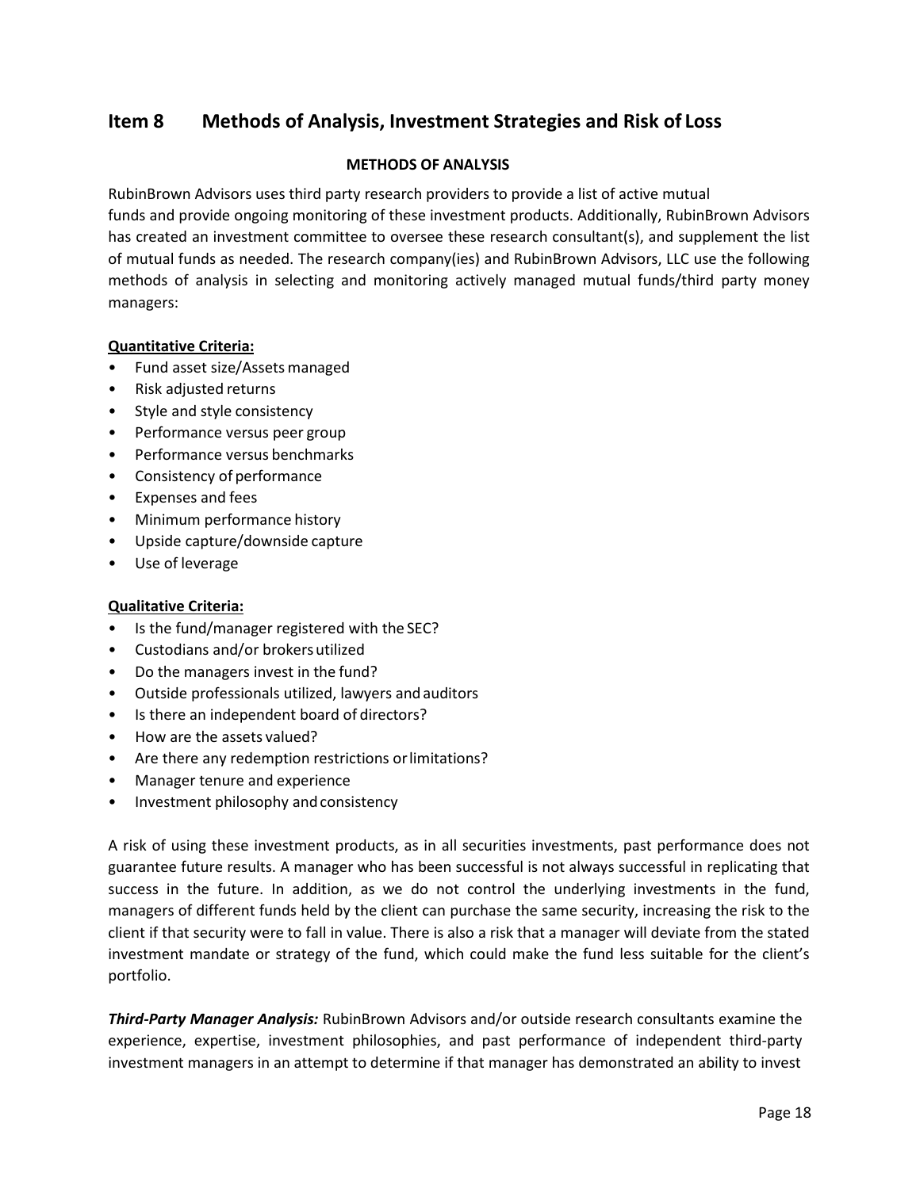## Item 8 Methods of Analysis, Investment Strategies and Risk of Loss

**METHODS OF ANALYSIS**

RubinBrown Advisors uses third party research providers to provide a list of active mutual funds and provide ongoing monitoring of these investment products. Additionally, RubinBrown Advisors has created an investment committee to oversee these research consultant(s), and supplement the list of mutual funds as needed. The research company(ies) and RubinBrown Advisors, LLC use the following methods of analysis in selecting and monitoring actively managed mutual funds/third party money managers:

**Quantitative Criteria:**

- Fund asset size/Assets managed
- Risk adjusted returns
- Style and style consistency
- Performance versus peer group
- Performance versus benchmarks
- Consistency of performance
- Expenses and fees
- Minimum performance history
- Upside capture/downside capture
- Use of leverage

**Qualitative Criteria:**

- Is the fund/manager registered with the SEC?
- Custodians and/or brokers utilized
- Do the managers invest in the fund?
- Outside professionals utilized, lawyers and auditors
- Is there an independent board of directors?
- How are the assets valued?
- Are there any redemption restrictions or limitations?
- Manager tenure and experience
- Investment philosophy and consistency

A risk of using these investment products, as in all securities investments, past performance does not guarantee future results. A manager who has been successful is not always successful in replicating that success in the future. In addition, as we do not control the underlying investments in the fund, managers of different funds held by the client can purchase the same security, increasing the risk to the client if that security were to fall in value. There is also a risk that a manager will deviate from the stated investment mandate or strategy of the fund, which could make the fund less suitable for the client's portfolio.

***Third-Party Manager Analysis:*** RubinBrown Advisors and/or outside research consultants examine the experience, expertise, investment philosophies, and past performance of independent third-party investment managers in an attempt to determine if that manager has demonstrated an ability to invest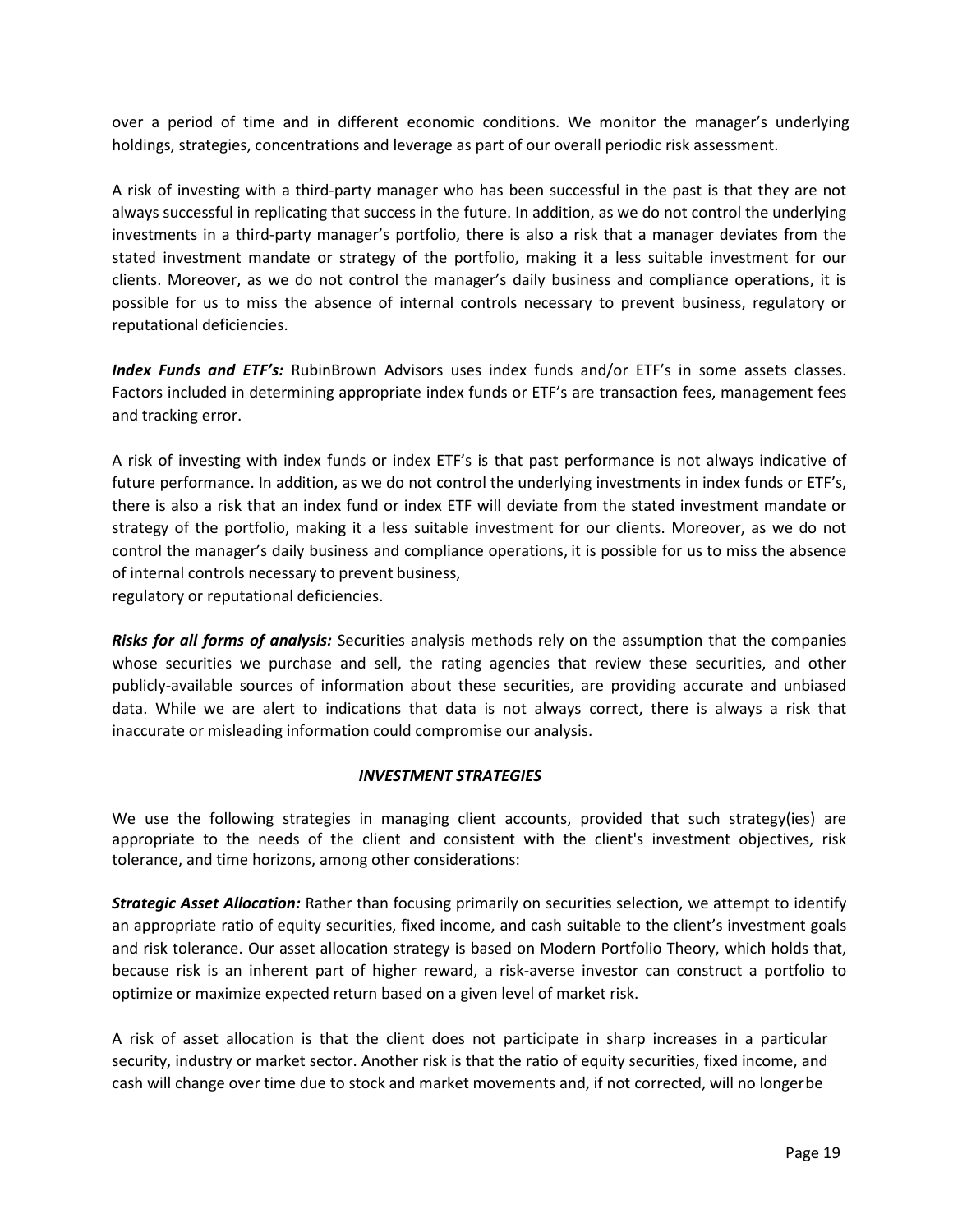over a period of time and in different economic conditions. We monitor the manager's underlying holdings, strategies, concentrations and leverage as part of our overall periodic risk assessment.

A risk of investing with a third-party manager who has been successful in the past is that they are not always successful in replicating that success in the future. In addition, as we do not control the underlying investments in a third-party manager's portfolio, there is also a risk that a manager deviates from the stated investment mandate or strategy of the portfolio, making it a less suitable investment for our clients. Moreover, as we do not control the manager's daily business and compliance operations, it is possible for us to miss the absence of internal controls necessary to prevent business, regulatory or reputational deficiencies.

***Index Funds and ETF's:*** RubinBrown Advisors uses index funds and/or ETF's in some assets classes. Factors included in determining appropriate index funds or ETF's are transaction fees, management fees and tracking error.

A risk of investing with index funds or index ETF's is that past performance is not always indicative of future performance. In addition, as we do not control the underlying investments in index funds or ETF's, there is also a risk that an index fund or index ETF will deviate from the stated investment mandate or strategy of the portfolio, making it a less suitable investment for our clients. Moreover, as we do not control the manager's daily business and compliance operations, it is possible for us to miss the absence of internal controls necessary to prevent business, regulatory or reputational deficiencies.

***Risks for all forms of analysis:*** Securities analysis methods rely on the assumption that the companies whose securities we purchase and sell, the rating agencies that review these securities, and other publicly-available sources of information about these securities, are providing accurate and unbiased data. While we are alert to indications that data is not always correct, there is always a risk that inaccurate or misleading information could compromise our analysis.

### *INVESTMENT STRATEGIES*

We use the following strategies in managing client accounts, provided that such strategy(ies) are appropriate to the needs of the client and consistent with the client's investment objectives, risk tolerance, and time horizons, among other considerations:

***Strategic Asset Allocation:*** Rather than focusing primarily on securities selection, we attempt to identify an appropriate ratio of equity securities, fixed income, and cash suitable to the client's investment goals and risk tolerance. Our asset allocation strategy is based on Modern Portfolio Theory, which holds that, because risk is an inherent part of higher reward, a risk-averse investor can construct a portfolio to optimize or maximize expected return based on a given level of market risk.

A risk of asset allocation is that the client does not participate in sharp increases in a particular security, industry or market sector. Another risk is that the ratio of equity securities, fixed income, and cash will change over time due to stock and market movements and, if not corrected, will no longerbe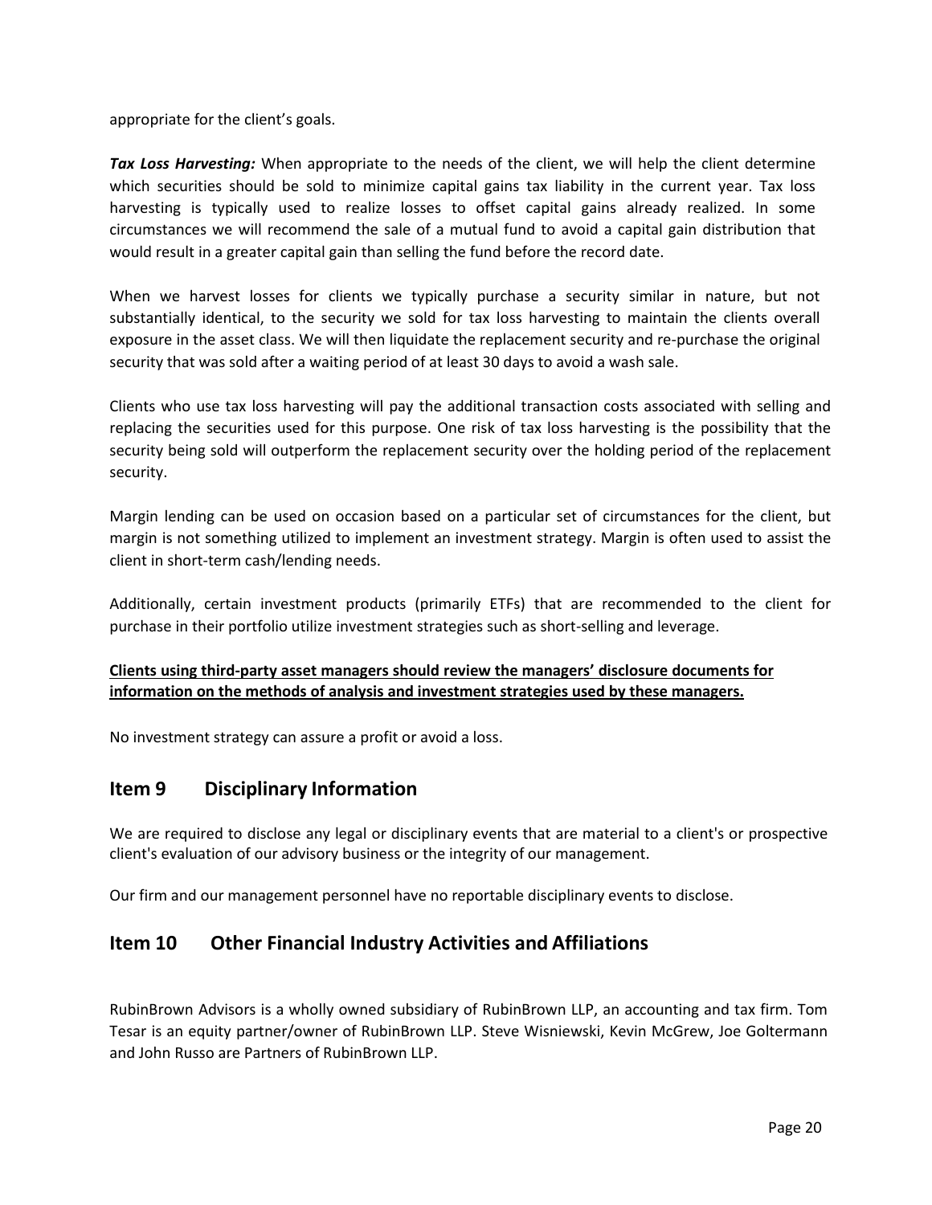appropriate for the client's goals.

***Tax Loss Harvesting:*** When appropriate to the needs of the client, we will help the client determine which securities should be sold to minimize capital gains tax liability in the current year. Tax loss harvesting is typically used to realize losses to offset capital gains already realized. In some circumstances we will recommend the sale of a mutual fund to avoid a capital gain distribution that would result in a greater capital gain than selling the fund before the record date.

When we harvest losses for clients we typically purchase a security similar in nature, but not substantially identical, to the security we sold for tax loss harvesting to maintain the clients overall exposure in the asset class. We will then liquidate the replacement security and re-purchase the original security that was sold after a waiting period of at least 30 days to avoid a wash sale.

Clients who use tax loss harvesting will pay the additional transaction costs associated with selling and replacing the securities used for this purpose. One risk of tax loss harvesting is the possibility that the security being sold will outperform the replacement security over the holding period of the replacement security.

Margin lending can be used on occasion based on a particular set of circumstances for the client, but margin is not something utilized to implement an investment strategy. Margin is often used to assist the client in short-term cash/lending needs.

Additionally, certain investment products (primarily ETFs) that are recommended to the client for purchase in their portfolio utilize investment strategies such as short-selling and leverage.

**Clients using third-party asset managers should review the managers' disclosure documents for information on the methods of analysis and investment strategies used by these managers.**

No investment strategy can assure a profit or avoid a loss.

## Item 9 Disciplinary Information

We are required to disclose any legal or disciplinary events that are material to a client's or prospective client's evaluation of our advisory business or the integrity of our management.

Our firm and our management personnel have no reportable disciplinary events to disclose.

## Item 10 Other Financial Industry Activities and Affiliations

RubinBrown Advisors is a wholly owned subsidiary of RubinBrown LLP, an accounting and tax firm. Tom Tesar is an equity partner/owner of RubinBrown LLP. Steve Wisniewski, Kevin McGrew, Joe Goltermann and John Russo are Partners of RubinBrown LLP.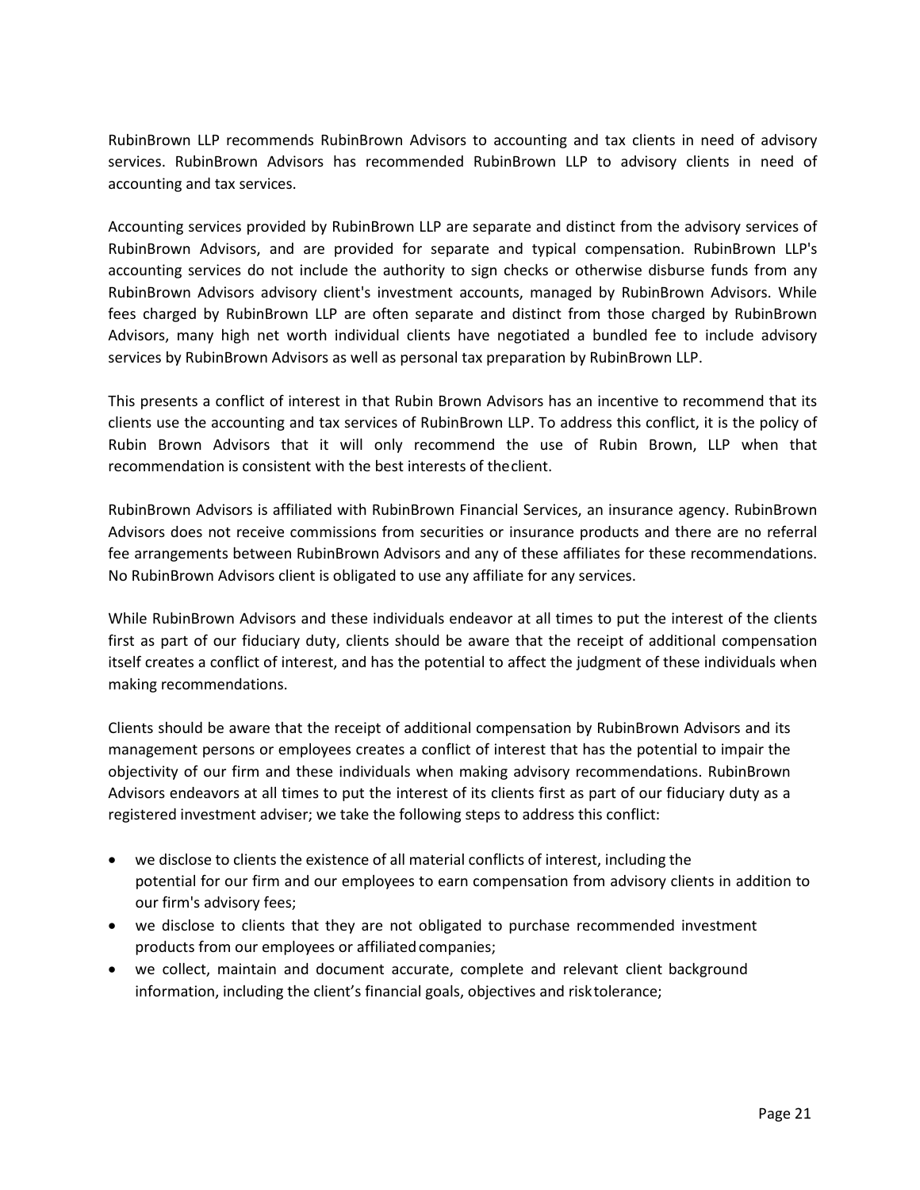RubinBrown LLP recommends RubinBrown Advisors to accounting and tax clients in need of advisory services. RubinBrown Advisors has recommended RubinBrown LLP to advisory clients in need of accounting and tax services.

Accounting services provided by RubinBrown LLP are separate and distinct from the advisory services of RubinBrown Advisors, and are provided for separate and typical compensation. RubinBrown LLP's accounting services do not include the authority to sign checks or otherwise disburse funds from any RubinBrown Advisors advisory client's investment accounts, managed by RubinBrown Advisors. While fees charged by RubinBrown LLP are often separate and distinct from those charged by RubinBrown Advisors, many high net worth individual clients have negotiated a bundled fee to include advisory services by RubinBrown Advisors as well as personal tax preparation by RubinBrown LLP.

This presents a conflict of interest in that Rubin Brown Advisors has an incentive to recommend that its clients use the accounting and tax services of RubinBrown LLP. To address this conflict, it is the policy of Rubin Brown Advisors that it will only recommend the use of Rubin Brown, LLP when that recommendation is consistent with the best interests of theclient.

RubinBrown Advisors is affiliated with RubinBrown Financial Services, an insurance agency. RubinBrown Advisors does not receive commissions from securities or insurance products and there are no referral fee arrangements between RubinBrown Advisors and any of these affiliates for these recommendations. No RubinBrown Advisors client is obligated to use any affiliate for any services.

While RubinBrown Advisors and these individuals endeavor at all times to put the interest of the clients first as part of our fiduciary duty, clients should be aware that the receipt of additional compensation itself creates a conflict of interest, and has the potential to affect the judgment of these individuals when making recommendations.

Clients should be aware that the receipt of additional compensation by RubinBrown Advisors and its management persons or employees creates a conflict of interest that has the potential to impair the objectivity of our firm and these individuals when making advisory recommendations. RubinBrown Advisors endeavors at all times to put the interest of its clients first as part of our fiduciary duty as a registered investment adviser; we take the following steps to address this conflict:

- we disclose to clients the existence of all material conflicts of interest, including the potential for our firm and our employees to earn compensation from advisory clients in addition to our firm's advisory fees;
- we disclose to clients that they are not obligated to purchase recommended investment products from our employees or affiliatedcompanies;
- we collect, maintain and document accurate, complete and relevant client background information, including the client's financial goals, objectives and risktolerance;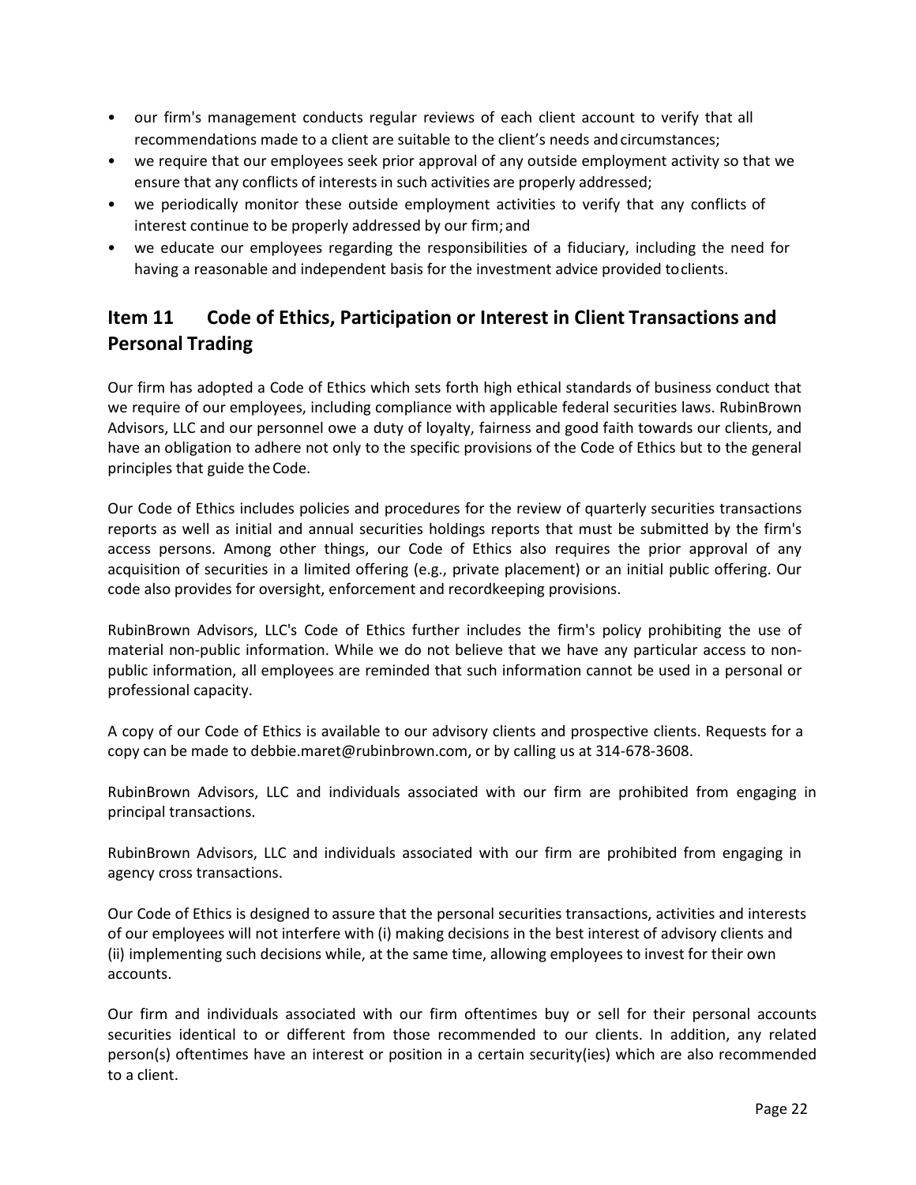- our firm's management conducts regular reviews of each client account to verify that all recommendations made to a client are suitable to the client's needs and circumstances;
- we require that our employees seek prior approval of any outside employment activity so that we ensure that any conflicts of interests in such activities are properly addressed;
- we periodically monitor these outside employment activities to verify that any conflicts of interest continue to be properly addressed by our firm; and
- we educate our employees regarding the responsibilities of a fiduciary, including the need for having a reasonable and independent basis for the investment advice provided to clients.

## Item 11 Code of Ethics, Participation or Interest in Client Transactions and Personal Trading

Our firm has adopted a Code of Ethics which sets forth high ethical standards of business conduct that we require of our employees, including compliance with applicable federal securities laws. RubinBrown Advisors, LLC and our personnel owe a duty of loyalty, fairness and good faith towards our clients, and have an obligation to adhere not only to the specific provisions of the Code of Ethics but to the general principles that guide the Code.

Our Code of Ethics includes policies and procedures for the review of quarterly securities transactions reports as well as initial and annual securities holdings reports that must be submitted by the firm's access persons. Among other things, our Code of Ethics also requires the prior approval of any acquisition of securities in a limited offering (e.g., private placement) or an initial public offering. Our code also provides for oversight, enforcement and recordkeeping provisions.

RubinBrown Advisors, LLC's Code of Ethics further includes the firm's policy prohibiting the use of material non-public information. While we do not believe that we have any particular access to non-public information, all employees are reminded that such information cannot be used in a personal or professional capacity.

A copy of our Code of Ethics is available to our advisory clients and prospective clients. Requests for a copy can be made to debbie.maret@rubinbrown.com, or by calling us at 314-678-3608.

RubinBrown Advisors, LLC and individuals associated with our firm are prohibited from engaging in principal transactions.

RubinBrown Advisors, LLC and individuals associated with our firm are prohibited from engaging in agency cross transactions.

Our Code of Ethics is designed to assure that the personal securities transactions, activities and interests of our employees will not interfere with (i) making decisions in the best interest of advisory clients and (ii) implementing such decisions while, at the same time, allowing employees to invest for their own accounts.

Our firm and individuals associated with our firm oftentimes buy or sell for their personal accounts securities identical to or different from those recommended to our clients. In addition, any related person(s) oftentimes have an interest or position in a certain security(ies) which are also recommended to a client.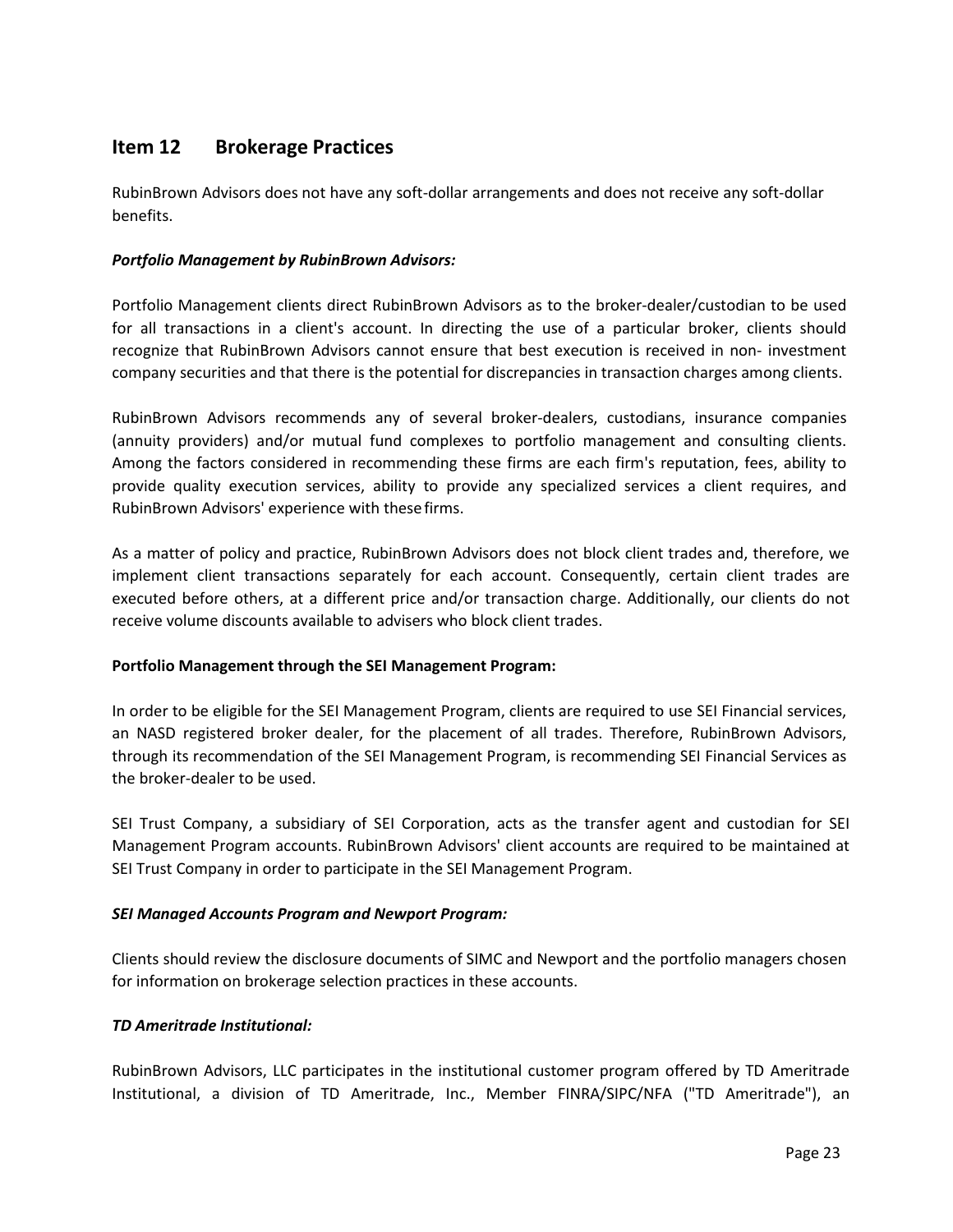## Item 12 Brokerage Practices

RubinBrown Advisors does not have any soft-dollar arrangements and does not receive any soft-dollar benefits.

***Portfolio Management by RubinBrown Advisors:***

Portfolio Management clients direct RubinBrown Advisors as to the broker-dealer/custodian to be used for all transactions in a client's account. In directing the use of a particular broker, clients should recognize that RubinBrown Advisors cannot ensure that best execution is received in non- investment company securities and that there is the potential for discrepancies in transaction charges among clients.

RubinBrown Advisors recommends any of several broker-dealers, custodians, insurance companies (annuity providers) and/or mutual fund complexes to portfolio management and consulting clients. Among the factors considered in recommending these firms are each firm's reputation, fees, ability to provide quality execution services, ability to provide any specialized services a client requires, and RubinBrown Advisors' experience with these firms.

As a matter of policy and practice, RubinBrown Advisors does not block client trades and, therefore, we implement client transactions separately for each account. Consequently, certain client trades are executed before others, at a different price and/or transaction charge. Additionally, our clients do not receive volume discounts available to advisers who block client trades.

**Portfolio Management through the SEI Management Program:**

In order to be eligible for the SEI Management Program, clients are required to use SEI Financial services, an NASD registered broker dealer, for the placement of all trades. Therefore, RubinBrown Advisors, through its recommendation of the SEI Management Program, is recommending SEI Financial Services as the broker-dealer to be used.

SEI Trust Company, a subsidiary of SEI Corporation, acts as the transfer agent and custodian for SEI Management Program accounts. RubinBrown Advisors' client accounts are required to be maintained at SEI Trust Company in order to participate in the SEI Management Program.

***SEI Managed Accounts Program and Newport Program:***

Clients should review the disclosure documents of SIMC and Newport and the portfolio managers chosen for information on brokerage selection practices in these accounts.

***TD Ameritrade Institutional:***

RubinBrown Advisors, LLC participates in the institutional customer program offered by TD Ameritrade Institutional, a division of TD Ameritrade, Inc., Member FINRA/SIPC/NFA ("TD Ameritrade"), an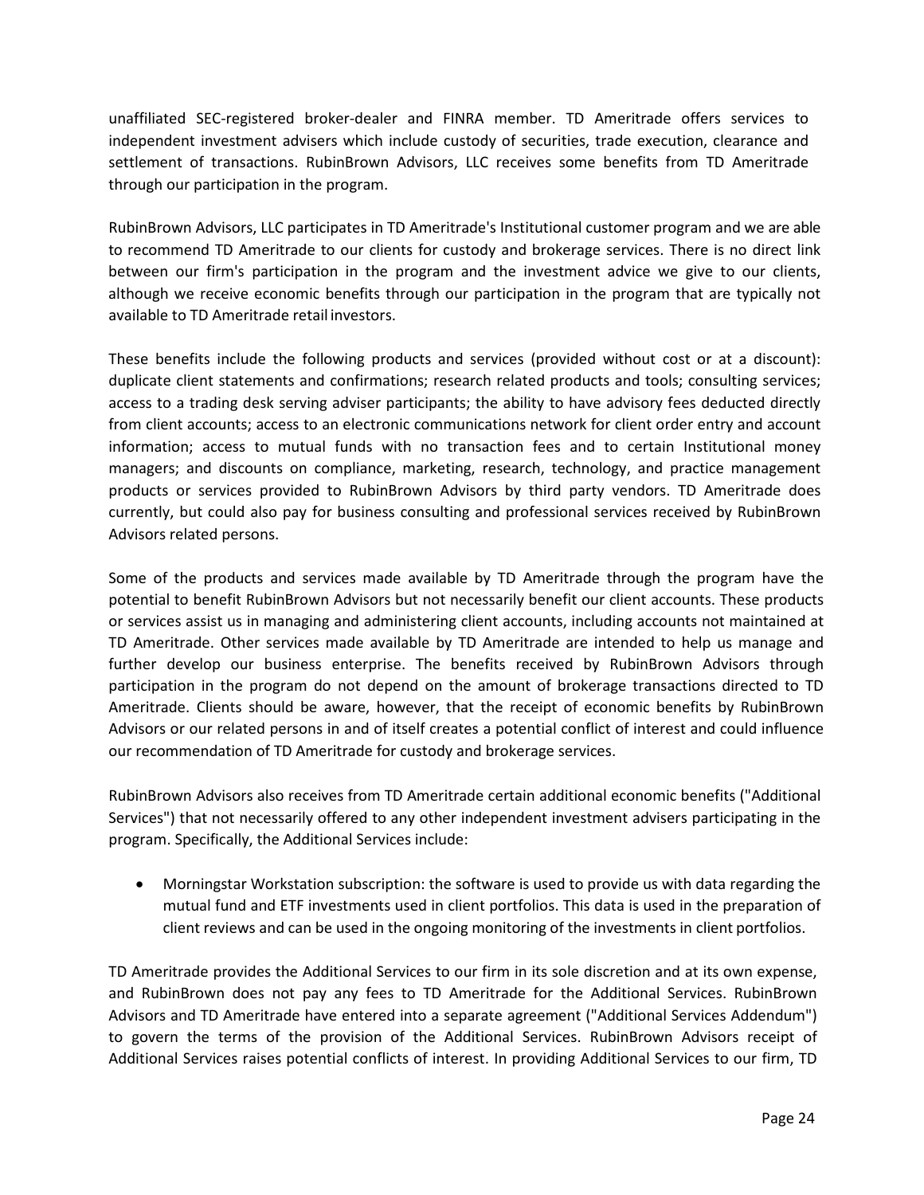unaffiliated SEC-registered broker-dealer and FINRA member. TD Ameritrade offers services to independent investment advisers which include custody of securities, trade execution, clearance and settlement of transactions. RubinBrown Advisors, LLC receives some benefits from TD Ameritrade through our participation in the program.

RubinBrown Advisors, LLC participates in TD Ameritrade's Institutional customer program and we are able to recommend TD Ameritrade to our clients for custody and brokerage services. There is no direct link between our firm's participation in the program and the investment advice we give to our clients, although we receive economic benefits through our participation in the program that are typically not available to TD Ameritrade retail investors.

These benefits include the following products and services (provided without cost or at a discount): duplicate client statements and confirmations; research related products and tools; consulting services; access to a trading desk serving adviser participants; the ability to have advisory fees deducted directly from client accounts; access to an electronic communications network for client order entry and account information; access to mutual funds with no transaction fees and to certain Institutional money managers; and discounts on compliance, marketing, research, technology, and practice management products or services provided to RubinBrown Advisors by third party vendors. TD Ameritrade does currently, but could also pay for business consulting and professional services received by RubinBrown Advisors related persons.

Some of the products and services made available by TD Ameritrade through the program have the potential to benefit RubinBrown Advisors but not necessarily benefit our client accounts. These products or services assist us in managing and administering client accounts, including accounts not maintained at TD Ameritrade. Other services made available by TD Ameritrade are intended to help us manage and further develop our business enterprise. The benefits received by RubinBrown Advisors through participation in the program do not depend on the amount of brokerage transactions directed to TD Ameritrade. Clients should be aware, however, that the receipt of economic benefits by RubinBrown Advisors or our related persons in and of itself creates a potential conflict of interest and could influence our recommendation of TD Ameritrade for custody and brokerage services.

RubinBrown Advisors also receives from TD Ameritrade certain additional economic benefits ("Additional Services") that not necessarily offered to any other independent investment advisers participating in the program. Specifically, the Additional Services include:

- Morningstar Workstation subscription: the software is used to provide us with data regarding the mutual fund and ETF investments used in client portfolios. This data is used in the preparation of client reviews and can be used in the ongoing monitoring of the investments in client portfolios.

TD Ameritrade provides the Additional Services to our firm in its sole discretion and at its own expense, and RubinBrown does not pay any fees to TD Ameritrade for the Additional Services. RubinBrown Advisors and TD Ameritrade have entered into a separate agreement ("Additional Services Addendum") to govern the terms of the provision of the Additional Services. RubinBrown Advisors receipt of Additional Services raises potential conflicts of interest. In providing Additional Services to our firm, TD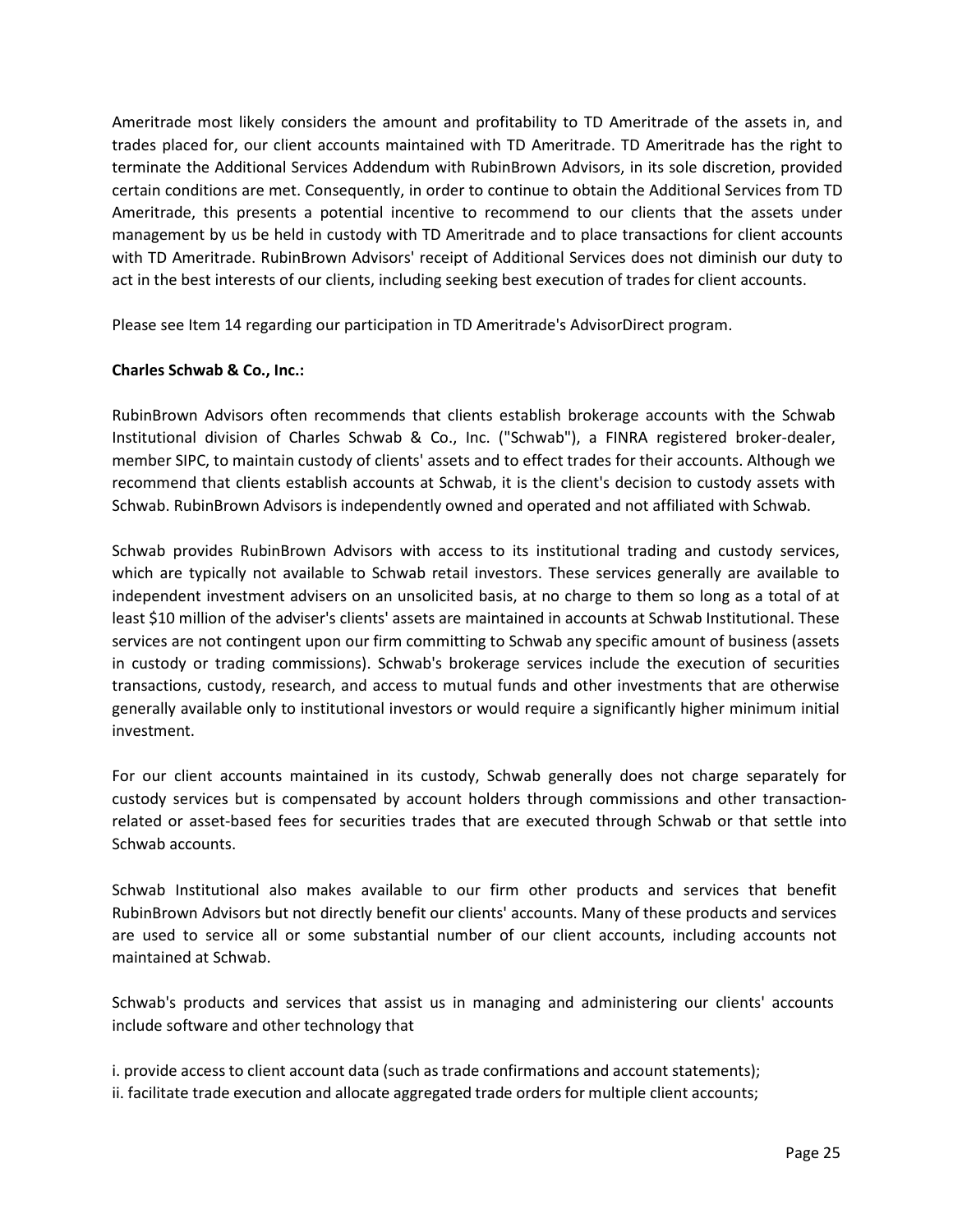Ameritrade most likely considers the amount and profitability to TD Ameritrade of the assets in, and trades placed for, our client accounts maintained with TD Ameritrade. TD Ameritrade has the right to terminate the Additional Services Addendum with RubinBrown Advisors, in its sole discretion, provided certain conditions are met. Consequently, in order to continue to obtain the Additional Services from TD Ameritrade, this presents a potential incentive to recommend to our clients that the assets under management by us be held in custody with TD Ameritrade and to place transactions for client accounts with TD Ameritrade. RubinBrown Advisors' receipt of Additional Services does not diminish our duty to act in the best interests of our clients, including seeking best execution of trades for client accounts.

Please see Item 14 regarding our participation in TD Ameritrade's AdvisorDirect program.

**Charles Schwab & Co., Inc.:**

RubinBrown Advisors often recommends that clients establish brokerage accounts with the Schwab Institutional division of Charles Schwab & Co., Inc. ("Schwab"), a FINRA registered broker-dealer, member SIPC, to maintain custody of clients' assets and to effect trades for their accounts. Although we recommend that clients establish accounts at Schwab, it is the client's decision to custody assets with Schwab. RubinBrown Advisors is independently owned and operated and not affiliated with Schwab.

Schwab provides RubinBrown Advisors with access to its institutional trading and custody services, which are typically not available to Schwab retail investors. These services generally are available to independent investment advisers on an unsolicited basis, at no charge to them so long as a total of at least $10 million of the adviser's clients' assets are maintained in accounts at Schwab Institutional. These services are not contingent upon our firm committing to Schwab any specific amount of business (assets in custody or trading commissions). Schwab's brokerage services include the execution of securities transactions, custody, research, and access to mutual funds and other investments that are otherwise generally available only to institutional investors or would require a significantly higher minimum initial investment.

For our client accounts maintained in its custody, Schwab generally does not charge separately for custody services but is compensated by account holders through commissions and other transaction-related or asset-based fees for securities trades that are executed through Schwab or that settle into Schwab accounts.

Schwab Institutional also makes available to our firm other products and services that benefit RubinBrown Advisors but not directly benefit our clients' accounts. Many of these products and services are used to service all or some substantial number of our client accounts, including accounts not maintained at Schwab.

Schwab's products and services that assist us in managing and administering our clients' accounts include software and other technology that

i. provide access to client account data (such as trade confirmations and account statements);
ii. facilitate trade execution and allocate aggregated trade orders for multiple client accounts;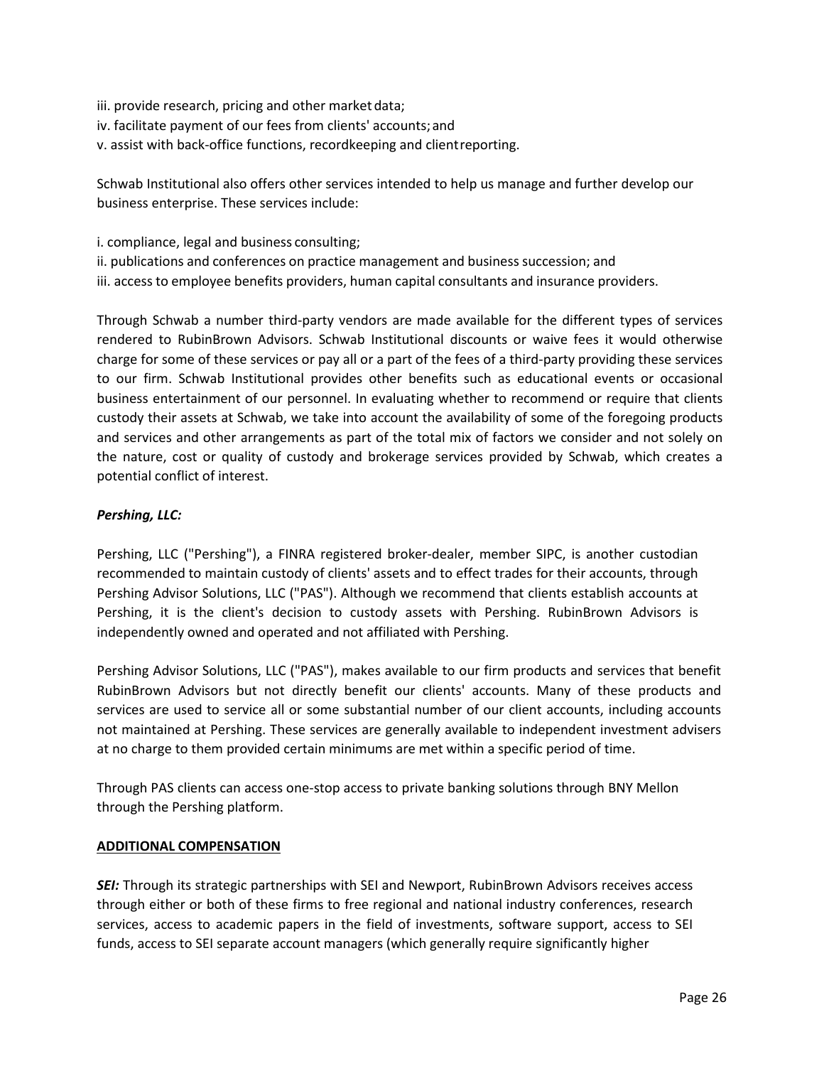iii. provide research, pricing and other market data;
iv. facilitate payment of our fees from clients' accounts; and
v. assist with back-office functions, recordkeeping and client reporting.

Schwab Institutional also offers other services intended to help us manage and further develop our business enterprise. These services include:

i. compliance, legal and business consulting;
ii. publications and conferences on practice management and business succession; and
iii. access to employee benefits providers, human capital consultants and insurance providers.

Through Schwab a number third-party vendors are made available for the different types of services rendered to RubinBrown Advisors. Schwab Institutional discounts or waive fees it would otherwise charge for some of these services or pay all or a part of the fees of a third-party providing these services to our firm. Schwab Institutional provides other benefits such as educational events or occasional business entertainment of our personnel. In evaluating whether to recommend or require that clients custody their assets at Schwab, we take into account the availability of some of the foregoing products and services and other arrangements as part of the total mix of factors we consider and not solely on the nature, cost or quality of custody and brokerage services provided by Schwab, which creates a potential conflict of interest.

***Pershing, LLC:***

Pershing, LLC ("Pershing"), a FINRA registered broker-dealer, member SIPC, is another custodian recommended to maintain custody of clients' assets and to effect trades for their accounts, through Pershing Advisor Solutions, LLC ("PAS"). Although we recommend that clients establish accounts at Pershing, it is the client's decision to custody assets with Pershing. RubinBrown Advisors is independently owned and operated and not affiliated with Pershing.

Pershing Advisor Solutions, LLC ("PAS"), makes available to our firm products and services that benefit RubinBrown Advisors but not directly benefit our clients' accounts. Many of these products and services are used to service all or some substantial number of our client accounts, including accounts not maintained at Pershing. These services are generally available to independent investment advisers at no charge to them provided certain minimums are met within a specific period of time.

Through PAS clients can access one-stop access to private banking solutions through BNY Mellon through the Pershing platform.

**ADDITIONAL COMPENSATION**

***SEI:*** Through its strategic partnerships with SEI and Newport, RubinBrown Advisors receives access through either or both of these firms to free regional and national industry conferences, research services, access to academic papers in the field of investments, software support, access to SEI funds, access to SEI separate account managers (which generally require significantly higher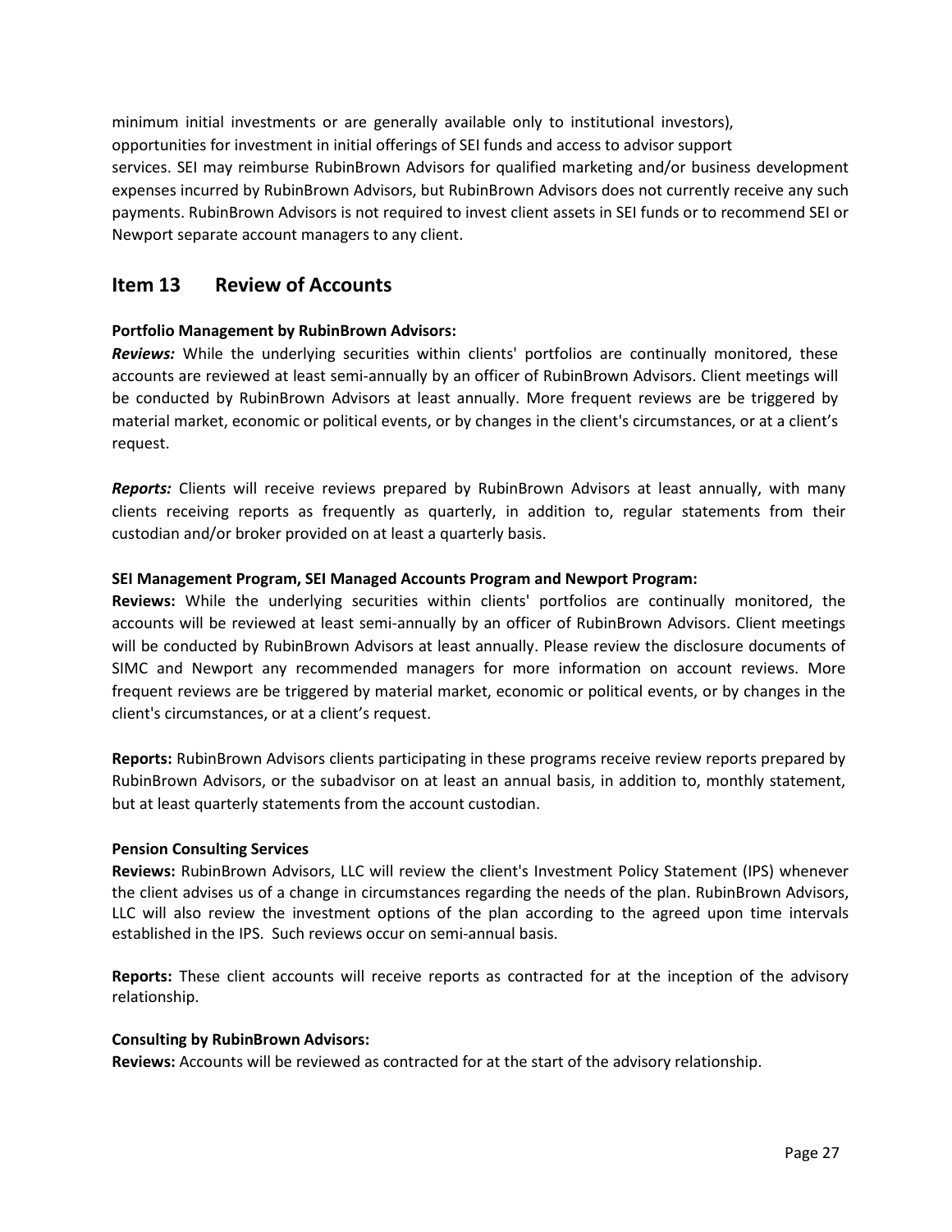minimum initial investments or are generally available only to institutional investors), opportunities for investment in initial offerings of SEI funds and access to advisor support services. SEI may reimburse RubinBrown Advisors for qualified marketing and/or business development expenses incurred by RubinBrown Advisors, but RubinBrown Advisors does not currently receive any such payments. RubinBrown Advisors is not required to invest client assets in SEI funds or to recommend SEI or Newport separate account managers to any client.

## Item 13 Review of Accounts

**Portfolio Management by RubinBrown Advisors:**

***Reviews:*** While the underlying securities within clients' portfolios are continually monitored, these accounts are reviewed at least semi-annually by an officer of RubinBrown Advisors. Client meetings will be conducted by RubinBrown Advisors at least annually. More frequent reviews are be triggered by material market, economic or political events, or by changes in the client's circumstances, or at a client's request.

***Reports:*** Clients will receive reviews prepared by RubinBrown Advisors at least annually, with many clients receiving reports as frequently as quarterly, in addition to, regular statements from their custodian and/or broker provided on at least a quarterly basis.

**SEI Management Program, SEI Managed Accounts Program and Newport Program:**

**Reviews:** While the underlying securities within clients' portfolios are continually monitored, the accounts will be reviewed at least semi-annually by an officer of RubinBrown Advisors. Client meetings will be conducted by RubinBrown Advisors at least annually. Please review the disclosure documents of SIMC and Newport any recommended managers for more information on account reviews. More frequent reviews are be triggered by material market, economic or political events, or by changes in the client's circumstances, or at a client's request.

**Reports:** RubinBrown Advisors clients participating in these programs receive review reports prepared by RubinBrown Advisors, or the subadvisor on at least an annual basis, in addition to, monthly statement, but at least quarterly statements from the account custodian.

**Pension Consulting Services**

**Reviews:** RubinBrown Advisors, LLC will review the client's Investment Policy Statement (IPS) whenever the client advises us of a change in circumstances regarding the needs of the plan. RubinBrown Advisors, LLC will also review the investment options of the plan according to the agreed upon time intervals established in the IPS. Such reviews occur on semi-annual basis.

**Reports:** These client accounts will receive reports as contracted for at the inception of the advisory relationship.

**Consulting by RubinBrown Advisors:**

**Reviews:** Accounts will be reviewed as contracted for at the start of the advisory relationship.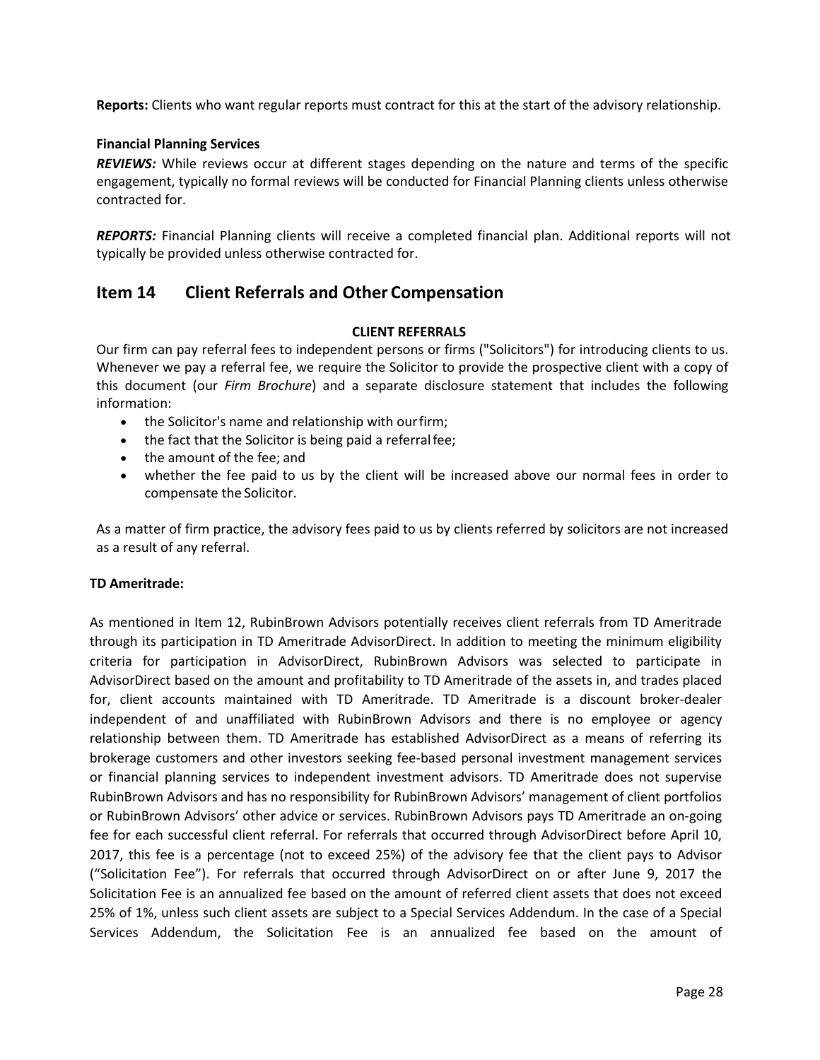**Reports:** Clients who want regular reports must contract for this at the start of the advisory relationship.

**Financial Planning Services**

***REVIEWS:*** While reviews occur at different stages depending on the nature and terms of the specific engagement, typically no formal reviews will be conducted for Financial Planning clients unless otherwise contracted for.

***REPORTS:*** Financial Planning clients will receive a completed financial plan. Additional reports will not typically be provided unless otherwise contracted for.

## Item 14 Client Referrals and Other Compensation

**CLIENT REFERRALS**

Our firm can pay referral fees to independent persons or firms ("Solicitors") for introducing clients to us. Whenever we pay a referral fee, we require the Solicitor to provide the prospective client with a copy of this document (our *Firm Brochure*) and a separate disclosure statement that includes the following information:

- the Solicitor's name and relationship with our firm;
- the fact that the Solicitor is being paid a referral fee;
- the amount of the fee; and
- whether the fee paid to us by the client will be increased above our normal fees in order to compensate the Solicitor.

As a matter of firm practice, the advisory fees paid to us by clients referred by solicitors are not increased as a result of any referral.

**TD Ameritrade:**

As mentioned in Item 12, RubinBrown Advisors potentially receives client referrals from TD Ameritrade through its participation in TD Ameritrade AdvisorDirect. In addition to meeting the minimum eligibility criteria for participation in AdvisorDirect, RubinBrown Advisors was selected to participate in AdvisorDirect based on the amount and profitability to TD Ameritrade of the assets in, and trades placed for, client accounts maintained with TD Ameritrade. TD Ameritrade is a discount broker-dealer independent of and unaffiliated with RubinBrown Advisors and there is no employee or agency relationship between them. TD Ameritrade has established AdvisorDirect as a means of referring its brokerage customers and other investors seeking fee-based personal investment management services or financial planning services to independent investment advisors. TD Ameritrade does not supervise RubinBrown Advisors and has no responsibility for RubinBrown Advisors' management of client portfolios or RubinBrown Advisors' other advice or services. RubinBrown Advisors pays TD Ameritrade an on-going fee for each successful client referral. For referrals that occurred through AdvisorDirect before April 10, 2017, this fee is a percentage (not to exceed 25%) of the advisory fee that the client pays to Advisor ("Solicitation Fee"). For referrals that occurred through AdvisorDirect on or after June 9, 2017 the Solicitation Fee is an annualized fee based on the amount of referred client assets that does not exceed 25% of 1%, unless such client assets are subject to a Special Services Addendum. In the case of a Special Services Addendum, the Solicitation Fee is an annualized fee based on the amount of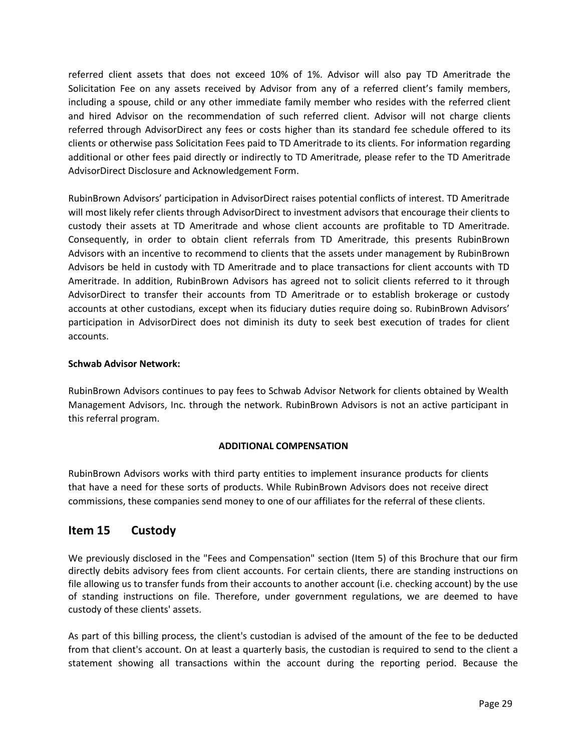referred client assets that does not exceed 10% of 1%. Advisor will also pay TD Ameritrade the Solicitation Fee on any assets received by Advisor from any of a referred client's family members, including a spouse, child or any other immediate family member who resides with the referred client and hired Advisor on the recommendation of such referred client. Advisor will not charge clients referred through AdvisorDirect any fees or costs higher than its standard fee schedule offered to its clients or otherwise pass Solicitation Fees paid to TD Ameritrade to its clients. For information regarding additional or other fees paid directly or indirectly to TD Ameritrade, please refer to the TD Ameritrade AdvisorDirect Disclosure and Acknowledgement Form.

RubinBrown Advisors' participation in AdvisorDirect raises potential conflicts of interest. TD Ameritrade will most likely refer clients through AdvisorDirect to investment advisors that encourage their clients to custody their assets at TD Ameritrade and whose client accounts are profitable to TD Ameritrade. Consequently, in order to obtain client referrals from TD Ameritrade, this presents RubinBrown Advisors with an incentive to recommend to clients that the assets under management by RubinBrown Advisors be held in custody with TD Ameritrade and to place transactions for client accounts with TD Ameritrade. In addition, RubinBrown Advisors has agreed not to solicit clients referred to it through AdvisorDirect to transfer their accounts from TD Ameritrade or to establish brokerage or custody accounts at other custodians, except when its fiduciary duties require doing so. RubinBrown Advisors' participation in AdvisorDirect does not diminish its duty to seek best execution of trades for client accounts.

**Schwab Advisor Network:**

RubinBrown Advisors continues to pay fees to Schwab Advisor Network for clients obtained by Wealth Management Advisors, Inc. through the network. RubinBrown Advisors is not an active participant in this referral program.

**ADDITIONAL COMPENSATION**

RubinBrown Advisors works with third party entities to implement insurance products for clients that have a need for these sorts of products. While RubinBrown Advisors does not receive direct commissions, these companies send money to one of our affiliates for the referral of these clients.

## Item 15 Custody

We previously disclosed in the "Fees and Compensation" section (Item 5) of this Brochure that our firm directly debits advisory fees from client accounts. For certain clients, there are standing instructions on file allowing us to transfer funds from their accounts to another account (i.e. checking account) by the use of standing instructions on file. Therefore, under government regulations, we are deemed to have custody of these clients' assets.

As part of this billing process, the client's custodian is advised of the amount of the fee to be deducted from that client's account. On at least a quarterly basis, the custodian is required to send to the client a statement showing all transactions within the account during the reporting period. Because the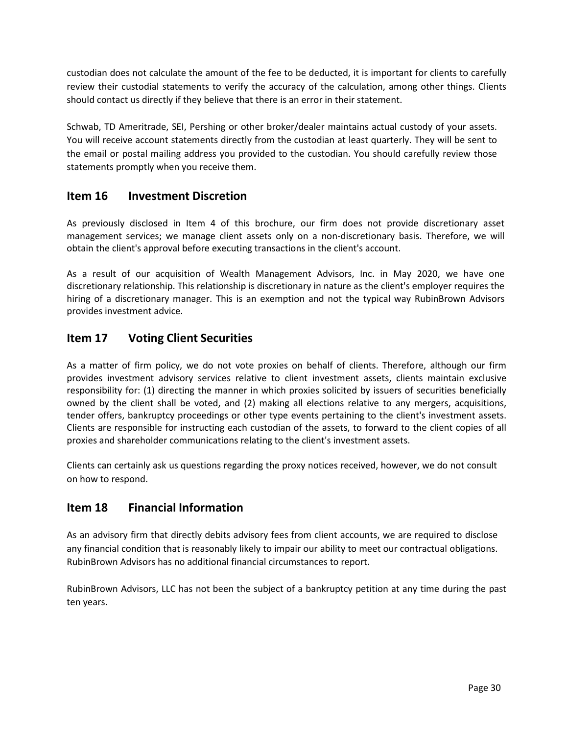custodian does not calculate the amount of the fee to be deducted, it is important for clients to carefully review their custodial statements to verify the accuracy of the calculation, among other things. Clients should contact us directly if they believe that there is an error in their statement.

Schwab, TD Ameritrade, SEI, Pershing or other broker/dealer maintains actual custody of your assets. You will receive account statements directly from the custodian at least quarterly. They will be sent to the email or postal mailing address you provided to the custodian. You should carefully review those statements promptly when you receive them.

## Item 16 Investment Discretion

As previously disclosed in Item 4 of this brochure, our firm does not provide discretionary asset management services; we manage client assets only on a non-discretionary basis. Therefore, we will obtain the client's approval before executing transactions in the client's account.

As a result of our acquisition of Wealth Management Advisors, Inc. in May 2020, we have one discretionary relationship. This relationship is discretionary in nature as the client's employer requires the hiring of a discretionary manager. This is an exemption and not the typical way RubinBrown Advisors provides investment advice.

## Item 17 Voting Client Securities

As a matter of firm policy, we do not vote proxies on behalf of clients. Therefore, although our firm provides investment advisory services relative to client investment assets, clients maintain exclusive responsibility for: (1) directing the manner in which proxies solicited by issuers of securities beneficially owned by the client shall be voted, and (2) making all elections relative to any mergers, acquisitions, tender offers, bankruptcy proceedings or other type events pertaining to the client's investment assets. Clients are responsible for instructing each custodian of the assets, to forward to the client copies of all proxies and shareholder communications relating to the client's investment assets.

Clients can certainly ask us questions regarding the proxy notices received, however, we do not consult on how to respond.

## Item 18 Financial Information

As an advisory firm that directly debits advisory fees from client accounts, we are required to disclose any financial condition that is reasonably likely to impair our ability to meet our contractual obligations. RubinBrown Advisors has no additional financial circumstances to report.

RubinBrown Advisors, LLC has not been the subject of a bankruptcy petition at any time during the past ten years.